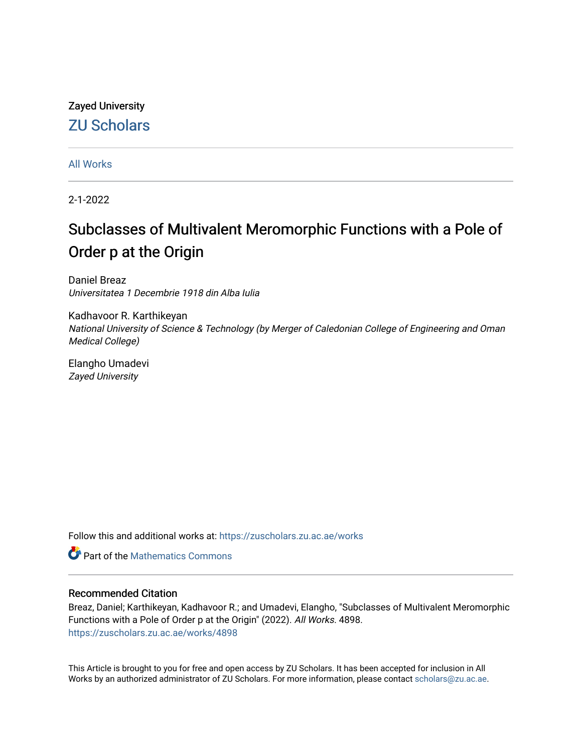Zayed University

ZU Scholars

All Works

2-1-2022

# Subclasses of Multivalent Meromorphic Functions with a Pole of Order p at the Origin

Daniel Breaz
*Universitatea 1 Decembrie 1918 din Alba Iulia*

Kadhavoor R. Karthikeyan
*National University of Science & Technology (by Merger of Caledonian College of Engineering and Oman Medical College)*

Elangho Umadevi
*Zayed University*

Follow this and additional works at: https://zuscholars.zu.ac.ae/works

Part of the Mathematics Commons

## Recommended Citation

Breaz, Daniel; Karthikeyan, Kadhavoor R.; and Umadevi, Elangho, "Subclasses of Multivalent Meromorphic Functions with a Pole of Order p at the Origin" (2022). *All Works*. 4898.
https://zuscholars.zu.ac.ae/works/4898

This Article is brought to you for free and open access by ZU Scholars. It has been accepted for inclusion in All Works by an authorized administrator of ZU Scholars. For more information, please contact scholars@zu.ac.ae.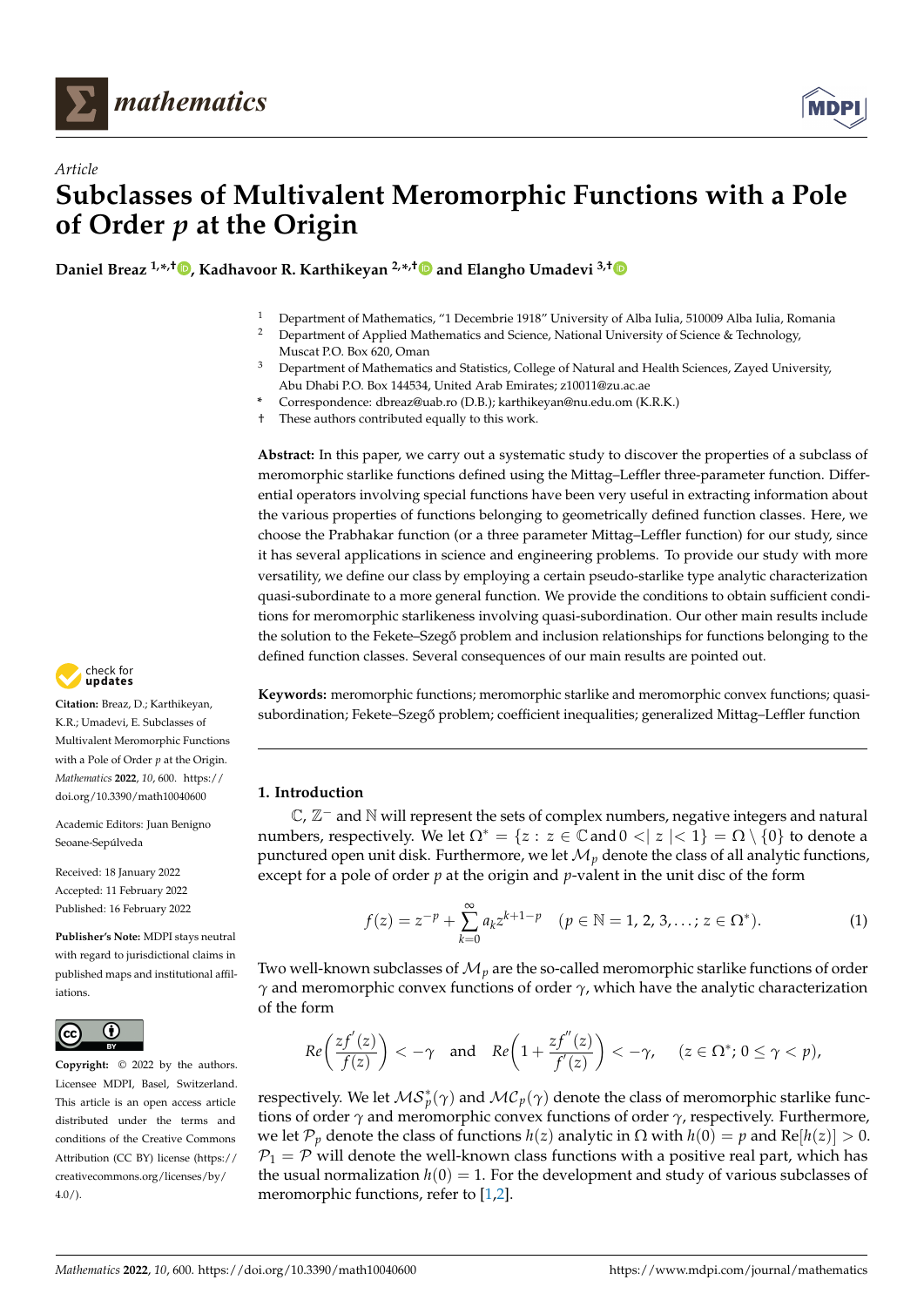Article

# Subclasses of Multivalent Meromorphic Functions with a Pole of Order $p$ at the Origin

**Daniel Breaz [1,*,†], Kadhavoor R. Karthikeyan [2,*,†] and Elangho Umadevi [3,†]**

[1] Department of Mathematics, "1 Decembrie 1918" University of Alba Iulia, 510009 Alba Iulia, Romania

[2] Department of Applied Mathematics and Science, National University of Science & Technology, Muscat P.O. Box 620, Oman

[3] Department of Mathematics and Statistics, College of Natural and Health Sciences, Zayed University, Abu Dhabi P.O. Box 144534, United Arab Emirates; z10011@zu.ac.ae

\* Correspondence: dbreaz@uab.ro (D.B.); karthikeyan@nu.edu.om (K.R.K.)

† These authors contributed equally to this work.

**Abstract:** In this paper, we carry out a systematic study to discover the properties of a subclass of meromorphic starlike functions defined using the Mittag–Leffler three-parameter function. Differential operators involving special functions have been very useful in extracting information about the various properties of functions belonging to geometrically defined function classes. Here, we choose the Prabhakar function (or a three parameter Mittag–Leffler function) for our study, since it has several applications in science and engineering problems. To provide our study with more versatility, we define our class by employing a certain pseudo-starlike type analytic characterization quasi-subordinate to a more general function. We provide the conditions to obtain sufficient conditions for meromorphic starlikeness involving quasi-subordination. Our other main results include the solution to the Fekete–Szegő problem and inclusion relationships for functions belonging to the defined function classes. Several consequences of our main results are pointed out.

**Keywords:** meromorphic functions; meromorphic starlike and meromorphic convex functions; quasi-subordination; Fekete–Szegő problem; coefficient inequalities; generalized Mittag–Leffler function

**Citation:** Breaz, D.; Karthikeyan, K.R.; Umadevi, E. Subclasses of Multivalent Meromorphic Functions with a Pole of Order $p$ at the Origin. *Mathematics* **2022**, *10*, 600. https://doi.org/10.3390/math10040600

Academic Editors: Juan Benigno Seoane-Sepúlveda

Received: 18 January 2022
Accepted: 11 February 2022
Published: 16 February 2022

**Publisher's Note:** MDPI stays neutral with regard to jurisdictional claims in published maps and institutional affiliations.

**Copyright:** © 2022 by the authors. Licensee MDPI, Basel, Switzerland. This article is an open access article distributed under the terms and conditions of the Creative Commons Attribution (CC BY) license (https://creativecommons.org/licenses/by/4.0/).

## 1. Introduction

$\mathbb{C}$, $\mathbb{Z}^-$ and $\mathbb{N}$ will represent the sets of complex numbers, negative integers and natural numbers, respectively. We let $\Omega^* = \{z : z \in \mathbb{C} \text{ and } 0 <| z |< 1\} = \Omega \setminus \{0\}$ to denote a punctured open unit disk. Furthermore, we let $\mathcal{M}_p$ denote the class of all analytic functions, except for a pole of order $p$ at the origin and $p$-valent in the unit disc of the form

$$f(z) = z^{-p} + \sum_{k=0}^{\infty} a_k z^{k+1-p} \quad (p \in \mathbb{N} = 1, 2, 3, \ldots; z \in \Omega^*). \tag{1}$$

Two well-known subclasses of $\mathcal{M}_p$ are the so-called meromorphic starlike functions of order $\gamma$ and meromorphic convex functions of order $\gamma$, which have the analytic characterization of the form

$$Re\left(\frac{zf'(z)}{f(z)}\right) < -\gamma \quad \text{and} \quad Re\left(1 + \frac{zf''(z)}{f'(z)}\right) < -\gamma, \quad (z \in \Omega^*; 0 \leq \gamma < p),$$

respectively. We let $\mathcal{MS}_p^*(\gamma)$ and $\mathcal{MC}_p(\gamma)$ denote the class of meromorphic starlike functions of order $\gamma$ and meromorphic convex functions of order $\gamma$, respectively. Furthermore, we let $\mathcal{P}_p$ denote the class of functions $h(z)$ analytic in $\Omega$ with $h(0) = p$ and $\text{Re}[h(z)] > 0$. $\mathcal{P}_1 = \mathcal{P}$ will denote the well-known class functions with a positive real part, which has the usual normalization $h(0) = 1$. For the development and study of various subclasses of meromorphic functions, refer to [1,2].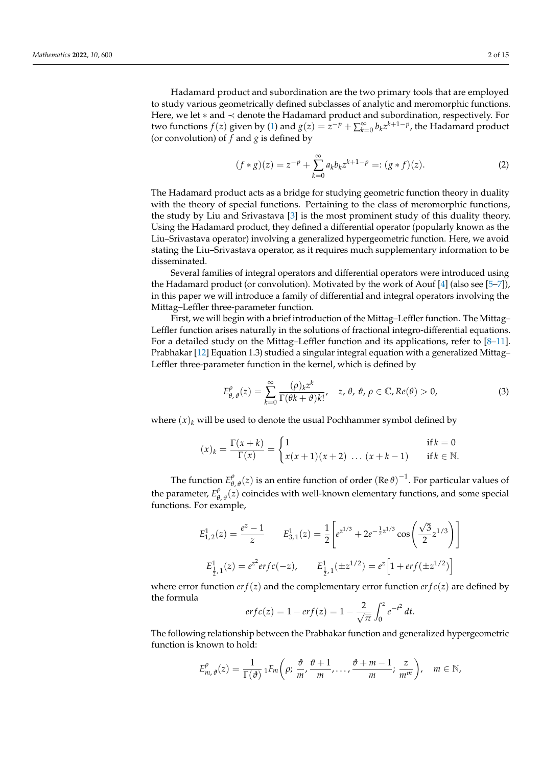Hadamard product and subordination are the two primary tools that are employed to study various geometrically defined subclasses of analytic and meromorphic functions. Here, we let $*$ and $\prec$ denote the Hadamard product and subordination, respectively. For two functions $f(z)$ given by (1) and $g(z) = z^{-p} + \sum_{k=0}^{\infty} b_k z^{k+1-p}$, the Hadamard product (or convolution) of $f$ and $g$ is defined by

$$(f * g)(z) = z^{-p} + \sum_{k=0}^{\infty} a_k b_k z^{k+1-p} =: (g * f)(z). \tag{2}$$

The Hadamard product acts as a bridge for studying geometric function theory in duality with the theory of special functions. Pertaining to the class of meromorphic functions, the study by Liu and Srivastava [3] is the most prominent study of this duality theory. Using the Hadamard product, they defined a differential operator (popularly known as the Liu–Srivastava operator) involving a generalized hypergeometric function. Here, we avoid stating the Liu–Srivastava operator, as it requires much supplementary information to be disseminated.

Several families of integral operators and differential operators were introduced using the Hadamard product (or convolution). Motivated by the work of Aouf [4] (also see [5–7]), in this paper we will introduce a family of differential and integral operators involving the Mittag–Leffler three-parameter function.

First, we will begin with a brief introduction of the Mittag–Leffler function. The Mittag–Leffler function arises naturally in the solutions of fractional integro-differential equations. For a detailed study on the Mittag–Leffler function and its applications, refer to [8–11]. Prabhakar [12] Equation 1.3) studied a singular integral equation with a generalized Mittag–Leffler three-parameter function in the kernel, which is defined by

$$E^{\rho}_{\theta,\vartheta}(z) = \sum_{k=0}^{\infty} \frac{(\rho)_k z^k}{\Gamma(\theta k + \vartheta) k!}, \quad z,\, \theta,\, \vartheta,\, \rho \in \mathbb{C}, Re(\theta) > 0, \tag{3}$$

where $(x)_k$ will be used to denote the usual Pochhammer symbol defined by

$$(x)_k = \frac{\Gamma(x+k)}{\Gamma(x)} = \begin{cases} 1 & \text{if } k = 0 \\ x(x+1)(x+2) \ \ldots \ (x+k-1) & \text{if } k \in \mathbb{N}. \end{cases}$$

The function $E^{\rho}_{\theta,\vartheta}(z)$ is an entire function of order $(\operatorname{Re}\theta)^{-1}$. For particular values of the parameter, $E^{\rho}_{\theta,\vartheta}(z)$ coincides with well-known elementary functions, and some special functions. For example,

$$E^{1}_{1,2}(z) = \frac{e^z - 1}{z} \qquad E^{1}_{3,1}(z) = \frac{1}{2}\left[e^{z^{1/3}} + 2e^{-\frac{1}{2}z^{1/3}} \cos\left(\frac{\sqrt{3}}{2} z^{1/3}\right)\right]$$

$$E^{1}_{\frac{1}{2},1}(z) = e^{z^2} erfc(-z), \qquad E^{1}_{\frac{1}{2},1}(\pm z^{1/2}) = e^{z}\left[1 + erf(\pm z^{1/2})\right]$$

where error function $erf(z)$ and the complementary error function $erfc(z)$ are defined by the formula

$$erfc(z) = 1 - erf(z) = 1 - \frac{2}{\sqrt{\pi}} \int_0^z e^{-t^2}\, dt.$$

The following relationship between the Prabhakar function and generalized hypergeometric function is known to hold:

$$E^{\rho}_{m,\vartheta}(z) = \frac{1}{\Gamma(\vartheta)}\, {}_1F_m\left(\rho;\, \frac{\vartheta}{m}, \frac{\vartheta+1}{m}, \ldots, \frac{\vartheta+m-1}{m};\, \frac{z}{m^m}\right), \quad m \in \mathbb{N},$$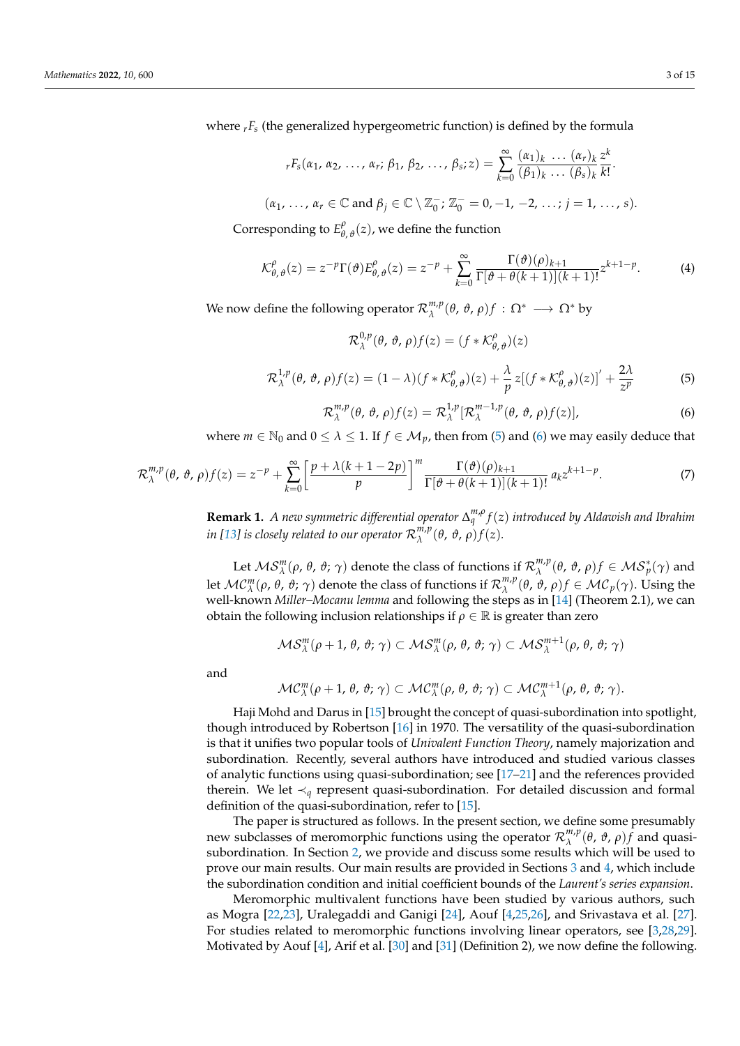where ${}_rF_s$ (the generalized hypergeometric function) is defined by the formula

$$ {}_rF_s(\alpha_1, \alpha_2, \ldots, \alpha_r; \beta_1, \beta_2, \ldots, \beta_s; z) = \sum_{k=0}^{\infty} \frac{(\alpha_1)_k \ \ldots (\alpha_r)_k}{(\beta_1)_k \ \ldots (\beta_s)_k} \frac{z^k}{k!}. $$

$$ (\alpha_1, \ldots, \alpha_r \in \mathbb{C} \text{ and } \beta_j \in \mathbb{C} \setminus \mathbb{Z}_0^-; \mathbb{Z}_0^- = 0, -1, -2, \ldots; j = 1, \ldots, s). $$

Corresponding to $E^{\rho}_{\theta,\vartheta}(z)$, we define the function

$$ \mathcal{K}^{\rho}_{\theta,\vartheta}(z) = z^{-p}\Gamma(\vartheta)E^{\rho}_{\theta,\vartheta}(z) = z^{-p} + \sum_{k=0}^{\infty} \frac{\Gamma(\vartheta)(\rho)_{k+1}}{\Gamma[\vartheta + \theta(k+1)](k+1)!} z^{k+1-p}. \tag{4} $$

We now define the following operator $\mathcal{R}^{m,p}_{\lambda}(\theta, \vartheta, \rho)f : \Omega^* \longrightarrow \Omega^*$ by

$$ \mathcal{R}^{0,p}_{\lambda}(\theta, \vartheta, \rho)f(z) = (f * \mathcal{K}^{\rho}_{\theta,\vartheta})(z) $$

$$ \mathcal{R}^{1,p}_{\lambda}(\theta, \vartheta, \rho)f(z) = (1-\lambda)(f * \mathcal{K}^{\rho}_{\theta,\vartheta})(z) + \frac{\lambda}{p} z[(f * \mathcal{K}^{\rho}_{\theta,\vartheta})(z)]' + \frac{2\lambda}{z^p} \tag{5} $$

$$ \mathcal{R}^{m,p}_{\lambda}(\theta, \vartheta, \rho)f(z) = \mathcal{R}^{1,p}_{\lambda}[\mathcal{R}^{m-1,p}_{\lambda}(\theta, \vartheta, \rho)f(z)], \tag{6} $$

where $m \in \mathbb{N}_0$ and $0 \leq \lambda \leq 1$. If $f \in \mathcal{M}_p$, then from (5) and (6) we may easily deduce that

$$ \mathcal{R}^{m,p}_{\lambda}(\theta, \vartheta, \rho)f(z) = z^{-p} + \sum_{k=0}^{\infty} \left[\frac{p + \lambda(k+1-2p)}{p}\right]^m \frac{\Gamma(\vartheta)(\rho)_{k+1}}{\Gamma[\vartheta + \theta(k+1)](k+1)!} a_k z^{k+1-p}. \tag{7} $$

**Remark 1.** *A new symmetric differential operator $\Delta^{m,\rho}_q f(z)$ introduced by Aldawish and Ibrahim in [13] is closely related to our operator $\mathcal{R}^{m,p}_{\lambda}(\theta, \vartheta, \rho)f(z)$.*

Let $\mathcal{MS}^m_{\lambda}(\rho, \theta, \vartheta; \gamma)$ denote the class of functions if $\mathcal{R}^{m,p}_{\lambda}(\theta, \vartheta, \rho)f \in \mathcal{MS}^*_p(\gamma)$ and let $\mathcal{MC}^m_{\lambda}(\rho, \theta, \vartheta; \gamma)$ denote the class of functions if $\mathcal{R}^{m,p}_{\lambda}(\theta, \vartheta, \rho)f \in \mathcal{MC}_p(\gamma)$. Using the well-known *Miller–Mocanu lemma* and following the steps as in [14] (Theorem 2.1), we can obtain the following inclusion relationships if $\rho \in \mathbb{R}$ is greater than zero

$$ \mathcal{MS}^m_{\lambda}(\rho+1, \theta, \vartheta; \gamma) \subset \mathcal{MS}^m_{\lambda}(\rho, \theta, \vartheta; \gamma) \subset \mathcal{MS}^{m+1}_{\lambda}(\rho, \theta, \vartheta; \gamma) $$

and

$$ \mathcal{MC}^m_{\lambda}(\rho+1, \theta, \vartheta; \gamma) \subset \mathcal{MC}^m_{\lambda}(\rho, \theta, \vartheta; \gamma) \subset \mathcal{MC}^{m+1}_{\lambda}(\rho, \theta, \vartheta; \gamma). $$

Haji Mohd and Darus in [15] brought the concept of quasi-subordination into spotlight, though introduced by Robertson [16] in 1970. The versatility of the quasi-subordination is that it unifies two popular tools of *Univalent Function Theory*, namely majorization and subordination. Recently, several authors have introduced and studied various classes of analytic functions using quasi-subordination; see [17–21] and the references provided therein. We let $\prec_q$ represent quasi-subordination. For detailed discussion and formal definition of the quasi-subordination, refer to [15].

The paper is structured as follows. In the present section, we define some presumably new subclasses of meromorphic functions using the operator $\mathcal{R}^{m,p}_{\lambda}(\theta, \vartheta, \rho)f$ and quasi-subordination. In Section 2, we provide and discuss some results which will be used to prove our main results. Our main results are provided in Sections 3 and 4, which include the subordination condition and initial coefficient bounds of the *Laurent's series expansion*.

Meromorphic multivalent functions have been studied by various authors, such as Mogra [22,23], Uralegaddi and Ganigi [24], Aouf [4,25,26], and Srivastava et al. [27]. For studies related to meromorphic functions involving linear operators, see [3,28,29]. Motivated by Aouf [4], Arif et al. [30] and [31] (Definition 2), we now define the following.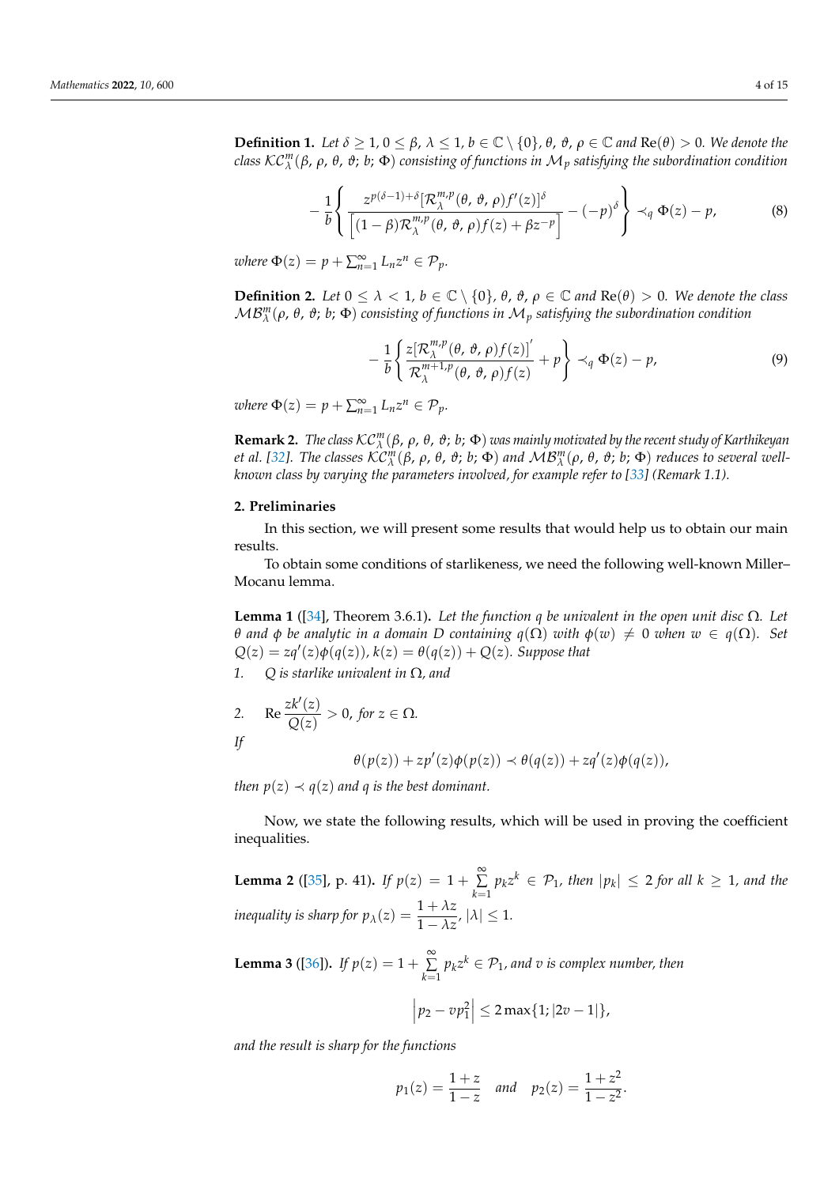**Definition 1.** *Let $\delta \geq 1$, $0 \leq \beta$, $\lambda \leq 1$, $b \in \mathbb{C} \setminus \{0\}$, $\theta$, $\vartheta$, $\rho \in \mathbb{C}$ and $\mathrm{Re}(\theta) > 0$. We denote the class $\mathcal{KC}_{\lambda}^{m}(\beta,\, \rho,\, \theta,\, \vartheta;\, b;\, \Phi)$ consisting of functions in $\mathcal{M}_p$ satisfying the subordination condition*

$$-\frac{1}{b}\left\{ \frac{z^{p(\delta-1)+\delta}[\mathcal{R}_{\lambda}^{m,p}(\theta,\, \vartheta,\, \rho) f'(z)]^{\delta}}{\left[(1-\beta)\mathcal{R}_{\lambda}^{m,p}(\theta,\, \vartheta,\, \rho) f(z) + \beta z^{-p}\right]} - (-p)^{\delta} \right\} \prec_q \Phi(z) - p, \tag{8}$$

*where $\Phi(z) = p + \sum_{n=1}^{\infty} L_n z^n \in \mathcal{P}_p$.*

**Definition 2.** *Let $0 \leq \lambda < 1$, $b \in \mathbb{C} \setminus \{0\}$, $\theta$, $\vartheta$, $\rho \in \mathbb{C}$ and $\mathrm{Re}(\theta) > 0$. We denote the class $\mathcal{MB}_{\lambda}^{m}(\rho,\, \theta,\, \vartheta;\, b;\, \Phi)$ consisting of functions in $\mathcal{M}_p$ satisfying the subordination condition*

$$-\frac{1}{b}\left\{ \frac{z[\mathcal{R}_{\lambda}^{m,p}(\theta,\, \vartheta,\, \rho) f(z)]'}{\mathcal{R}_{\lambda}^{m+1,p}(\theta,\, \vartheta,\, \rho) f(z)} + p \right\} \prec_q \Phi(z) - p, \tag{9}$$

*where $\Phi(z) = p + \sum_{n=1}^{\infty} L_n z^n \in \mathcal{P}_p$.*

**Remark 2.** *The class $\mathcal{KC}_{\lambda}^{m}(\beta,\, \rho,\, \theta,\, \vartheta;\, b;\, \Phi)$ was mainly motivated by the recent study of Karthikeyan et al. [32]. The classes $\mathcal{KC}_{\lambda}^{m}(\beta,\, \rho,\, \theta,\, \vartheta;\, b;\, \Phi)$ and $\mathcal{MB}_{\lambda}^{m}(\rho,\, \theta,\, \vartheta;\, b;\, \Phi)$ reduces to several well-known class by varying the parameters involved, for example refer to [33] (Remark 1.1).*

## 2. Preliminaries

In this section, we will present some results that would help us to obtain our main results.

To obtain some conditions of starlikeness, we need the following well-known Miller–Mocanu lemma.

**Lemma 1** ([34], Theorem 3.6.1)**.** *Let the function $q$ be univalent in the open unit disc $\Omega$. Let $\theta$ and $\phi$ be analytic in a domain $D$ containing $q(\Omega)$ with $\phi(w) \neq 0$ when $w \in q(\Omega)$. Set $Q(z) = zq'(z)\phi(q(z))$, $k(z) = \theta(q(z)) + Q(z)$. Suppose that*

1. *$Q$ is starlike univalent in $\Omega$, and*
2. *$\mathrm{Re}\, \dfrac{zk'(z)}{Q(z)} > 0$, for $z \in \Omega$.*

*If*

$$\theta(p(z)) + zp'(z)\phi(p(z)) \prec \theta(q(z)) + zq'(z)\phi(q(z)),$$

*then $p(z) \prec q(z)$ and $q$ is the best dominant.*

Now, we state the following results, which will be used in proving the coefficient inequalities.

**Lemma 2** ([35], p. 41)**.** *If $p(z) = 1 + \sum\limits_{k=1}^{\infty} p_k z^k \in \mathcal{P}_1$, then $|p_k| \leq 2$ for all $k \geq 1$, and the inequality is sharp for $p_{\lambda}(z) = \dfrac{1+\lambda z}{1-\lambda z}$, $|\lambda| \leq 1$.*

**Lemma 3** ([36])**.** *If $p(z) = 1 + \sum\limits_{k=1}^{\infty} p_k z^k \in \mathcal{P}_1$, and $v$ is complex number, then*

$$\left| p_2 - v p_1^2 \right| \leq 2 \max\{1; |2v - 1|\},$$

*and the result is sharp for the functions*

$$p_1(z) = \frac{1+z}{1-z} \quad \text{and} \quad p_2(z) = \frac{1+z^2}{1-z^2}.$$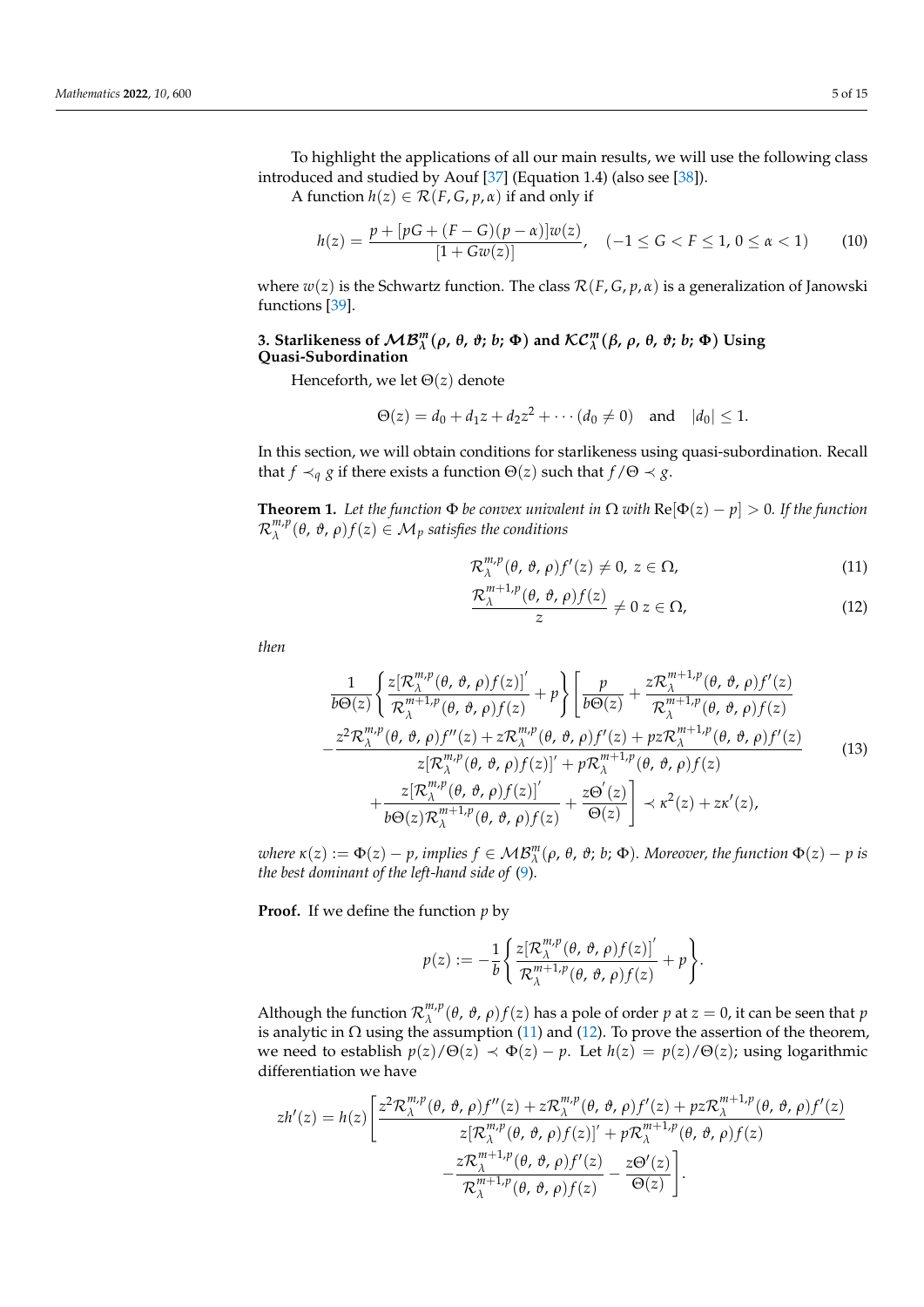To highlight the applications of all our main results, we will use the following class introduced and studied by Aouf [37] (Equation 1.4) (also see [38]).

A function $h(z) \in \mathcal{R}(F, G, p, \alpha)$ if and only if

$$h(z) = \frac{p + [pG + (F - G)(p - \alpha)]w(z)}{[1 + Gw(z)]}, \quad (-1 \le G < F \le 1,\ 0 \le \alpha < 1) \tag{10}$$

where $w(z)$ is the Schwartz function. The class $\mathcal{R}(F, G, p, \alpha)$ is a generalization of Janowski functions [39].

## 3. Starlikeness of $\mathcal{MB}_{\lambda}^{m}(\rho,\, \theta,\, \vartheta;\, b;\, \Phi)$ and $\mathcal{KC}_{\lambda}^{m}(\beta,\, \rho,\, \theta,\, \vartheta;\, b;\, \Phi)$ Using Quasi-Subordination

Henceforth, we let $\Theta(z)$ denote

$$\Theta(z) = d_0 + d_1 z + d_2 z^2 + \cdots (d_0 \neq 0) \quad \text{and} \quad |d_0| \le 1.$$

In this section, we will obtain conditions for starlikeness using quasi-subordination. Recall that $f \prec_q g$ if there exists a function $\Theta(z)$ such that $f/\Theta \prec g$.

**Theorem 1.** *Let the function $\Phi$ be convex univalent in $\Omega$ with $\mathrm{Re}[\Phi(z) - p] > 0$. If the function $\mathcal{R}_{\lambda}^{m,p}(\theta,\, \vartheta,\, \rho)f(z) \in \mathcal{M}_p$ satisfies the conditions*

$$\mathcal{R}_{\lambda}^{m,p}(\theta,\, \vartheta,\, \rho)f'(z) \neq 0,\ z \in \Omega, \tag{11}$$

$$\frac{\mathcal{R}_{\lambda}^{m+1,p}(\theta,\, \vartheta,\, \rho)f(z)}{z} \neq 0\ z \in \Omega, \tag{12}$$

*then*

$$\begin{aligned} &\frac{1}{b\Theta(z)}\left\{\frac{z[\mathcal{R}_{\lambda}^{m,p}(\theta,\, \vartheta,\, \rho)f(z)]'}{\mathcal{R}_{\lambda}^{m+1,p}(\theta,\, \vartheta,\, \rho)f(z)} + p\right\}\left[\frac{p}{b\Theta(z)} + \frac{z\mathcal{R}_{\lambda}^{m+1,p}(\theta,\, \vartheta,\, \rho)f'(z)}{\mathcal{R}_{\lambda}^{m+1,p}(\theta,\, \vartheta,\, \rho)f(z)}\right. \\ &-\frac{z^2\mathcal{R}_{\lambda}^{m,p}(\theta,\, \vartheta,\, \rho)f''(z) + z\mathcal{R}_{\lambda}^{m,p}(\theta,\, \vartheta,\, \rho)f'(z) + pz\mathcal{R}_{\lambda}^{m+1,p}(\theta,\, \vartheta,\, \rho)f'(z)}{z[\mathcal{R}_{\lambda}^{m,p}(\theta,\, \vartheta,\, \rho)f(z)]' + p\mathcal{R}_{\lambda}^{m+1,p}(\theta,\, \vartheta,\, \rho)f(z)} \\ &\left.+\frac{z[\mathcal{R}_{\lambda}^{m,p}(\theta,\, \vartheta,\, \rho)f(z)]'}{b\Theta(z)\mathcal{R}_{\lambda}^{m+1,p}(\theta,\, \vartheta,\, \rho)f(z)} + \frac{z\Theta'(z)}{\Theta(z)}\right] \prec \kappa^2(z) + z\kappa'(z), \end{aligned} \tag{13}$$

*where $\kappa(z) := \Phi(z) - p$, implies $f \in \mathcal{MB}_{\lambda}^{m}(\rho,\, \theta,\, \vartheta;\, b;\, \Phi)$. Moreover, the function $\Phi(z) - p$ is the best dominant of the left-hand side of (9).*

**Proof.** If we define the function $p$ by

$$p(z) := -\frac{1}{b}\left\{\frac{z[\mathcal{R}_{\lambda}^{m,p}(\theta,\, \vartheta,\, \rho)f(z)]'}{\mathcal{R}_{\lambda}^{m+1,p}(\theta,\, \vartheta,\, \rho)f(z)} + p\right\}.$$

Although the function $\mathcal{R}_{\lambda}^{m,p}(\theta,\, \vartheta,\, \rho)f(z)$ has a pole of order $p$ at $z = 0$, it can be seen that $p$ is analytic in $\Omega$ using the assumption (11) and (12). To prove the assertion of the theorem, we need to establish $p(z)/\Theta(z) \prec \Phi(z) - p$. Let $h(z) = p(z)/\Theta(z)$; using logarithmic differentiation we have

$$\begin{aligned} zh'(z) = h(z)&\left[\frac{z^2\mathcal{R}_{\lambda}^{m,p}(\theta,\, \vartheta,\, \rho)f''(z) + z\mathcal{R}_{\lambda}^{m,p}(\theta,\, \vartheta,\, \rho)f'(z) + pz\mathcal{R}_{\lambda}^{m+1,p}(\theta,\, \vartheta,\, \rho)f'(z)}{z[\mathcal{R}_{\lambda}^{m,p}(\theta,\, \vartheta,\, \rho)f(z)]' + p\mathcal{R}_{\lambda}^{m+1,p}(\theta,\, \vartheta,\, \rho)f(z)}\right. \\ &\left.-\frac{z\mathcal{R}_{\lambda}^{m+1,p}(\theta,\, \vartheta,\, \rho)f'(z)}{\mathcal{R}_{\lambda}^{m+1,p}(\theta,\, \vartheta,\, \rho)f(z)} - \frac{z\Theta'(z)}{\Theta(z)}\right]. \end{aligned}$$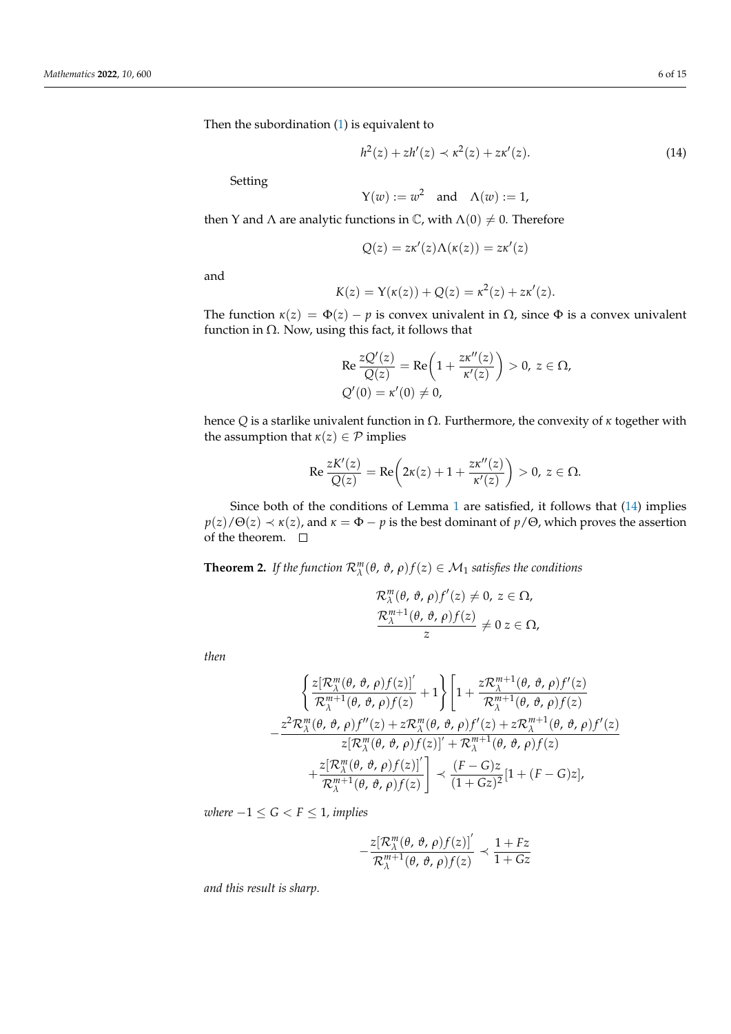Then the subordination (1) is equivalent to

$$h^2(z) + zh'(z) \prec \kappa^2(z) + z\kappa'(z). \tag{14}$$

Setting

$$\Upsilon(w) := w^2 \quad \text{and} \quad \Lambda(w) := 1,$$

then $\Upsilon$ and $\Lambda$ are analytic functions in $\mathbb{C}$, with $\Lambda(0) \neq 0$. Therefore

$$Q(z) = z\kappa'(z)\Lambda(\kappa(z)) = z\kappa'(z)$$

and

$$K(z) = \Upsilon(\kappa(z)) + Q(z) = \kappa^2(z) + z\kappa'(z).$$

The function $\kappa(z) = \Phi(z) - p$ is convex univalent in $\Omega$, since $\Phi$ is a convex univalent function in $\Omega$. Now, using this fact, it follows that

$$\begin{aligned}
&\operatorname{Re} \frac{zQ'(z)}{Q(z)} = \operatorname{Re}\left(1 + \frac{z\kappa''(z)}{\kappa'(z)}\right) > 0,\ z \in \Omega, \\
&Q'(0) = \kappa'(0) \neq 0,
\end{aligned}$$

hence $Q$ is a starlike univalent function in $\Omega$. Furthermore, the convexity of $\kappa$ together with the assumption that $\kappa(z) \in \mathcal{P}$ implies

$$\operatorname{Re} \frac{zK'(z)}{Q(z)} = \operatorname{Re}\left(2\kappa(z) + 1 + \frac{z\kappa''(z)}{\kappa'(z)}\right) > 0,\ z \in \Omega.$$

Since both of the conditions of Lemma 1 are satisfied, it follows that (14) implies $p(z)/\Theta(z) \prec \kappa(z)$, and $\kappa = \Phi - p$ is the best dominant of $p/\Theta$, which proves the assertion of the theorem. $\square$

**Theorem 2.** *If the function $\mathcal{R}_\lambda^m(\theta,\vartheta,\rho)f(z) \in \mathcal{M}_1$ satisfies the conditions*

$$\begin{aligned}
&\mathcal{R}_\lambda^m(\theta,\vartheta,\rho)f'(z) \neq 0,\ z \in \Omega, \\
&\frac{\mathcal{R}_\lambda^{m+1}(\theta,\vartheta,\rho)f(z)}{z} \neq 0\ z \in \Omega,
\end{aligned}$$

*then*

$$\begin{aligned}
&\left\{\frac{z[\mathcal{R}_\lambda^m(\theta,\vartheta,\rho)f(z)]'}{\mathcal{R}_\lambda^{m+1}(\theta,\vartheta,\rho)f(z)} + 1\right\}\left[1 + \frac{z\mathcal{R}_\lambda^{m+1}(\theta,\vartheta,\rho)f'(z)}{\mathcal{R}_\lambda^{m+1}(\theta,\vartheta,\rho)f(z)}\right. \\
&-\frac{z^2\mathcal{R}_\lambda^m(\theta,\vartheta,\rho)f''(z) + z\mathcal{R}_\lambda^m(\theta,\vartheta,\rho)f'(z) + z\mathcal{R}_\lambda^{m+1}(\theta,\vartheta,\rho)f'(z)}{z[\mathcal{R}_\lambda^m(\theta,\vartheta,\rho)f(z)]' + \mathcal{R}_\lambda^{m+1}(\theta,\vartheta,\rho)f(z)} \\
&\left. + \frac{z[\mathcal{R}_\lambda^m(\theta,\vartheta,\rho)f(z)]'}{\mathcal{R}_\lambda^{m+1}(\theta,\vartheta,\rho)f(z)}\right] \prec \frac{(F-G)z}{(1+Gz)^2}[1 + (F-G)z],
\end{aligned}$$

*where $-1 \leq G < F \leq 1$, implies*

$$-\frac{z[\mathcal{R}_\lambda^m(\theta,\vartheta,\rho)f(z)]'}{\mathcal{R}_\lambda^{m+1}(\theta,\vartheta,\rho)f(z)} \prec \frac{1+Fz}{1+Gz}$$

*and this result is sharp.*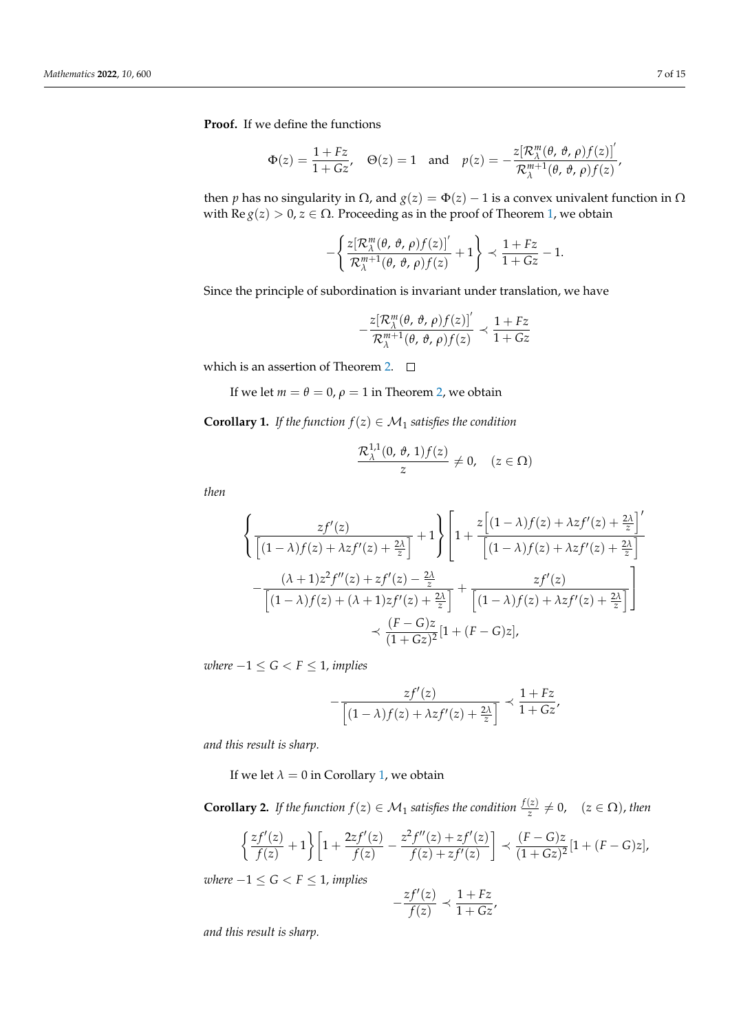**Proof.** If we define the functions

$$\Phi(z) = \frac{1+Fz}{1+Gz}, \quad \Theta(z) = 1 \quad \text{and} \quad p(z) = -\frac{z[\mathcal{R}_{\lambda}^{m}(\theta,\, \vartheta,\, \rho)f(z)]'}{\mathcal{R}_{\lambda}^{m+1}(\theta,\, \vartheta,\, \rho)f(z)},$$

then $p$ has no singularity in $\Omega$, and $g(z) = \Phi(z) - 1$ is a convex univalent function in $\Omega$ with $\operatorname{Re} g(z) > 0, z \in \Omega$. Proceeding as in the proof of Theorem 1, we obtain

$$-\left\{\frac{z[\mathcal{R}_{\lambda}^{m}(\theta,\, \vartheta,\, \rho)f(z)]'}{\mathcal{R}_{\lambda}^{m+1}(\theta,\, \vartheta,\, \rho)f(z)} + 1\right\} \prec \frac{1+Fz}{1+Gz} - 1.$$

Since the principle of subordination is invariant under translation, we have

$$-\frac{z[\mathcal{R}_{\lambda}^{m}(\theta,\, \vartheta,\, \rho)f(z)]'}{\mathcal{R}_{\lambda}^{m+1}(\theta,\, \vartheta,\, \rho)f(z)} \prec \frac{1+Fz}{1+Gz}$$

which is an assertion of Theorem 2. $\square$

If we let $m = \theta = 0, \rho = 1$ in Theorem 2, we obtain

**Corollary 1.** *If the function $f(z) \in \mathcal{M}_1$ satisfies the condition*

$$\frac{\mathcal{R}_{\lambda}^{1,1}(0,\, \vartheta,\, 1)f(z)}{z} \neq 0, \quad (z \in \Omega)$$

*then*

$$\left\{\frac{zf'(z)}{\left[(1-\lambda)f(z) + \lambda z f'(z) + \frac{2\lambda}{z}\right]} + 1\right\}\left[1 + \frac{z\left[(1-\lambda)f(z) + \lambda z f'(z) + \frac{2\lambda}{z}\right]'}{\left[(1-\lambda)f(z) + \lambda z f'(z) + \frac{2\lambda}{z}\right]}\right.$$
$$\left. - \frac{(\lambda+1)z^2 f''(z) + zf'(z) - \frac{2\lambda}{z}}{\left[(1-\lambda)f(z) + (\lambda+1)zf'(z) + \frac{2\lambda}{z}\right]} + \frac{zf'(z)}{\left[(1-\lambda)f(z) + \lambda z f'(z) + \frac{2\lambda}{z}\right]}\right]$$
$$\prec \frac{(F-G)z}{(1+Gz)^2}[1 + (F-G)z],$$

*where $-1 \leq G < F \leq 1$, implies*

$$-\frac{zf'(z)}{\left[(1-\lambda)f(z) + \lambda z f'(z) + \frac{2\lambda}{z}\right]} \prec \frac{1+Fz}{1+Gz},$$

*and this result is sharp.*

If we let $\lambda = 0$ in Corollary 1, we obtain

**Corollary 2.** *If the function $f(z) \in \mathcal{M}_1$ satisfies the condition $\frac{f(z)}{z} \neq 0, \quad (z \in \Omega)$, then*

$$\left\{\frac{zf'(z)}{f(z)} + 1\right\}\left[1 + \frac{2zf'(z)}{f(z)} - \frac{z^2 f''(z) + zf'(z)}{f(z) + zf'(z)}\right] \prec \frac{(F-G)z}{(1+Gz)^2}[1 + (F-G)z],$$

*where $-1 \leq G < F \leq 1$, implies*

$$-\frac{zf'(z)}{f(z)} \prec \frac{1+Fz}{1+Gz},$$

*and this result is sharp.*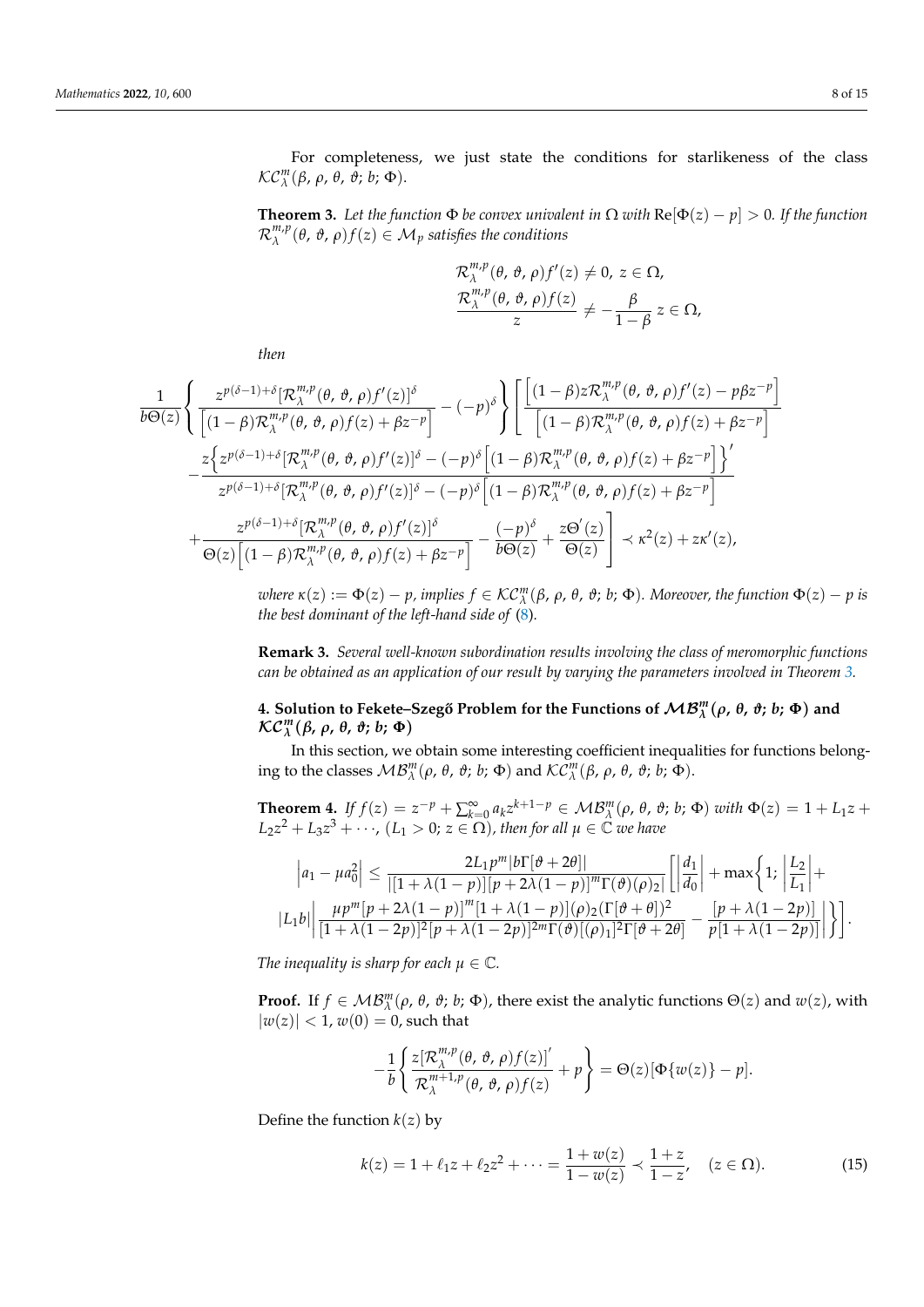For completeness, we just state the conditions for starlikeness of the class $\mathcal{KC}_{\lambda}^{m}(\beta,\, \rho,\, \theta,\, \vartheta;\, b;\, \Phi)$.

**Theorem 3.** *Let the function $\Phi$ be convex univalent in $\Omega$ with $\mathrm{Re}[\Phi(z) - p] > 0$. If the function $\mathcal{R}_{\lambda}^{m,p}(\theta,\, \vartheta,\, \rho)f(z) \in \mathcal{M}_p$ satisfies the conditions*

$$\mathcal{R}_{\lambda}^{m,p}(\theta,\, \vartheta,\, \rho)f'(z) \neq 0,\ z \in \Omega,$$
$$\frac{\mathcal{R}_{\lambda}^{m,p}(\theta,\, \vartheta,\, \rho)f(z)}{z} \neq -\frac{\beta}{1-\beta}\, z \in \Omega,$$

*then*

$$\frac{1}{b\Theta(z)}\left\{\frac{z^{p(\delta-1)+\delta}[\mathcal{R}_{\lambda}^{m,p}(\theta,\, \vartheta,\, \rho)f'(z)]^{\delta}}{\left[(1-\beta)\mathcal{R}_{\lambda}^{m,p}(\theta,\, \vartheta,\, \rho)f(z) + \beta z^{-p}\right]} - (-p)^{\delta}\right\}\left[\frac{\left[(1-\beta)z\mathcal{R}_{\lambda}^{m,p}(\theta,\, \vartheta,\, \rho)f'(z) - p\beta z^{-p}\right]}{\left[(1-\beta)\mathcal{R}_{\lambda}^{m,p}(\theta,\, \vartheta,\, \rho)f(z) + \beta z^{-p}\right]}\right.$$
$$-\frac{z\left\{z^{p(\delta-1)+\delta}[\mathcal{R}_{\lambda}^{m,p}(\theta,\, \vartheta,\, \rho)f'(z)]^{\delta} - (-p)^{\delta}\left[(1-\beta)\mathcal{R}_{\lambda}^{m,p}(\theta,\, \vartheta,\, \rho)f(z) + \beta z^{-p}\right]\right\}'}{z^{p(\delta-1)+\delta}[\mathcal{R}_{\lambda}^{m,p}(\theta,\, \vartheta,\, \rho)f'(z)]^{\delta} - (-p)^{\delta}\left[(1-\beta)\mathcal{R}_{\lambda}^{m,p}(\theta,\, \vartheta,\, \rho)f(z) + \beta z^{-p}\right]}$$
$$\left.+\frac{z^{p(\delta-1)+\delta}[\mathcal{R}_{\lambda}^{m,p}(\theta,\, \vartheta,\, \rho)f'(z)]^{\delta}}{\Theta(z)\left[(1-\beta)\mathcal{R}_{\lambda}^{m,p}(\theta,\, \vartheta,\, \rho)f(z) + \beta z^{-p}\right]} - \frac{(-p)^{\delta}}{b\Theta(z)} + \frac{z\Theta'(z)}{\Theta(z)}\right] \prec \kappa^2(z) + z\kappa'(z),$$

*where $\kappa(z) := \Phi(z) - p$, implies $f \in \mathcal{KC}_{\lambda}^{m}(\beta,\, \rho,\, \theta,\, \vartheta;\, b;\, \Phi)$. Moreover, the function $\Phi(z) - p$ is the best dominant of the left-hand side of (8).*

**Remark 3.** *Several well-known subordination results involving the class of meromorphic functions can be obtained as an application of our result by varying the parameters involved in Theorem 3.*

## 4. Solution to Fekete–Szegő Problem for the Functions of $\mathcal{MB}_{\lambda}^{m}(\rho,\, \theta,\, \vartheta;\, b;\, \Phi)$ and $\mathcal{KC}_{\lambda}^{m}(\beta,\, \rho,\, \theta,\, \vartheta;\, b;\, \Phi)$

In this section, we obtain some interesting coefficient inequalities for functions belonging to the classes $\mathcal{MB}_{\lambda}^{m}(\rho,\, \theta,\, \vartheta;\, b;\, \Phi)$ and $\mathcal{KC}_{\lambda}^{m}(\beta,\, \rho,\, \theta,\, \vartheta;\, b;\, \Phi)$.

**Theorem 4.** *If $f(z) = z^{-p} + \sum_{k=0}^{\infty} a_k z^{k+1-p} \in \mathcal{MB}_{\lambda}^{m}(\rho,\, \theta,\, \vartheta;\, b;\, \Phi)$ with $\Phi(z) = 1 + L_1 z + L_2 z^2 + L_3 z^3 + \cdots$, $(L_1 > 0;\ z \in \Omega)$, then for all $\mu \in \mathbb{C}$ we have*

$$\left|a_1 - \mu a_0^2\right| \leq \frac{2L_1 p^m |b\Gamma[\vartheta + 2\theta]|}{|[1+\lambda(1-p)][p+2\lambda(1-p)]^m \Gamma(\vartheta)(\rho)_2|}\left[\left|\frac{d_1}{d_0}\right| + \max\left\{1;\ \left|\frac{L_2}{L_1}\right| + \right.\right.$$
$$\left.\left.|L_1 b|\left|\frac{\mu p^m [p+2\lambda(1-p)]^m [1+\lambda(1-p)](\rho)_2 (\Gamma[\vartheta+\theta])^2}{[1+\lambda(1-2p)]^2 [p+\lambda(1-2p)]^{2m} \Gamma(\vartheta)[(\rho)_1]^2 \Gamma[\vartheta+2\theta]} - \frac{[p+\lambda(1-2p)]}{p[1+\lambda(1-2p)]}\right|\right\}\right].$$

*The inequality is sharp for each $\mu \in \mathbb{C}$.*

**Proof.** If $f \in \mathcal{MB}_{\lambda}^{m}(\rho,\, \theta,\, \vartheta;\, b;\, \Phi)$, there exist the analytic functions $\Theta(z)$ and $w(z)$, with $|w(z)| < 1$, $w(0) = 0$, such that

$$-\frac{1}{b}\left\{\frac{z[\mathcal{R}_{\lambda}^{m,p}(\theta,\, \vartheta,\, \rho)f(z)]'}{\mathcal{R}_{\lambda}^{m+1,p}(\theta,\, \vartheta,\, \rho)f(z)} + p\right\} = \Theta(z)[\Phi\{w(z)\} - p].$$

Define the function $k(z)$ by

$$k(z) = 1 + \ell_1 z + \ell_2 z^2 + \cdots = \frac{1+w(z)}{1-w(z)} \prec \frac{1+z}{1-z}, \quad (z \in \Omega). \tag{15}$$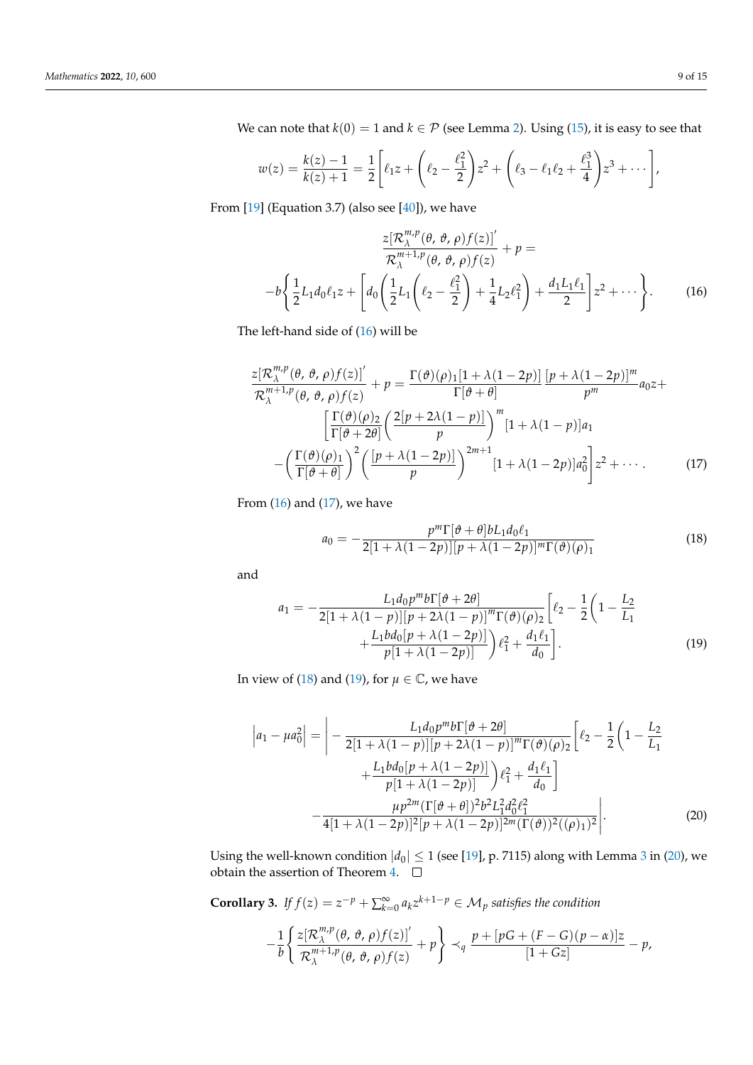We can note that $k(0) = 1$ and $k \in \mathcal{P}$ (see Lemma 2). Using (15), it is easy to see that

$$w(z) = \frac{k(z) - 1}{k(z) + 1} = \frac{1}{2}\left[\ell_1 z + \left(\ell_2 - \frac{\ell_1^2}{2}\right)z^2 + \left(\ell_3 - \ell_1\ell_2 + \frac{\ell_1^3}{4}\right)z^3 + \cdots\right],$$

From [19] (Equation 3.7) (also see [40]), we have

$$\frac{z[\mathcal{R}_\lambda^{m,p}(\theta,\,\vartheta,\,\rho)f(z)]'}{\mathcal{R}_\lambda^{m+1,p}(\theta,\,\vartheta,\,\rho)f(z)} + p = -b\left\{\frac{1}{2}L_1 d_0 \ell_1 z + \left[d_0\left(\frac{1}{2}L_1\left(\ell_2 - \frac{\ell_1^2}{2}\right) + \frac{1}{4}L_2\ell_1^2\right) + \frac{d_1 L_1 \ell_1}{2}\right]z^2 + \cdots\right\}. \tag{16}$$

The left-hand side of (16) will be

$$\begin{aligned}\frac{z[\mathcal{R}_\lambda^{m,p}(\theta,\,\vartheta,\,\rho)f(z)]'}{\mathcal{R}_\lambda^{m+1,p}(\theta,\,\vartheta,\,\rho)f(z)} + p = {}& \frac{\Gamma(\vartheta)(\rho)_1[1+\lambda(1-2p)]}{\Gamma[\vartheta+\theta]}\frac{[p+\lambda(1-2p)]^m}{p^m}a_0 z + \\ & \left[\frac{\Gamma(\vartheta)(\rho)_2}{\Gamma[\vartheta+2\theta]}\left(\frac{2[p+2\lambda(1-p)]}{p}\right)^m[1+\lambda(1-p)]a_1 \right.\\ & \left. -\left(\frac{\Gamma(\vartheta)(\rho)_1}{\Gamma[\vartheta+\theta]}\right)^2\left(\frac{[p+\lambda(1-2p)]}{p}\right)^{2m+1}[1+\lambda(1-2p)]a_0^2\right]z^2 + \cdots.\end{aligned} \tag{17}$$

From (16) and (17), we have

$$a_0 = -\frac{p^m\Gamma[\vartheta+\theta]bL_1 d_0\ell_1}{2[1+\lambda(1-2p)][p+\lambda(1-2p)]^m\Gamma(\vartheta)(\rho)_1} \tag{18}$$

and

$$\begin{aligned}a_1 = -\frac{L_1 d_0 p^m b\Gamma[\vartheta+2\theta]}{2[1+\lambda(1-p)][p+2\lambda(1-p)]^m\Gamma(\vartheta)(\rho)_2}\Bigg[\ell_2 - \frac{1}{2}\bigg(1 - \frac{L_2}{L_1} \\ + \frac{L_1 b d_0[p+\lambda(1-2p)]}{p[1+\lambda(1-2p)]}\bigg)\ell_1^2 + \frac{d_1\ell_1}{d_0}\Bigg].\end{aligned} \tag{19}$$

In view of (18) and (19), for $\mu \in \mathbb{C}$, we have

$$\begin{aligned}\left|a_1 - \mu a_0^2\right| = \Bigg| & -\frac{L_1 d_0 p^m b\Gamma[\vartheta+2\theta]}{2[1+\lambda(1-p)][p+2\lambda(1-p)]^m\Gamma(\vartheta)(\rho)_2}\Bigg[\ell_2 - \frac{1}{2}\bigg(1 - \frac{L_2}{L_1} \\ & + \frac{L_1 b d_0[p+\lambda(1-2p)]}{p[1+\lambda(1-2p)]}\bigg)\ell_1^2 + \frac{d_1\ell_1}{d_0}\Bigg] \\ & - \frac{\mu p^{2m}(\Gamma[\vartheta+\theta])^2 b^2 L_1^2 d_0^2\ell_1^2}{4[1+\lambda(1-2p)]^2[p+\lambda(1-2p)]^{2m}(\Gamma(\vartheta))^2((\rho)_1)^2}\Bigg|.\end{aligned} \tag{20}$$

Using the well-known condition $|d_0| \leq 1$ (see [19], p. 7115) along with Lemma 3 in (20), we obtain the assertion of Theorem 4. $\square$

**Corollary 3.** *If $f(z) = z^{-p} + \sum_{k=0}^{\infty} a_k z^{k+1-p} \in \mathcal{M}_p$ satisfies the condition*

$$-\frac{1}{b}\left\{\frac{z[\mathcal{R}_\lambda^{m,p}(\theta,\,\vartheta,\,\rho)f(z)]'}{\mathcal{R}_\lambda^{m+1,p}(\theta,\,\vartheta,\,\rho)f(z)} + p\right\} \prec_q \frac{p + [pG + (F-G)(p-\alpha)]z}{[1+Gz]} - p,$$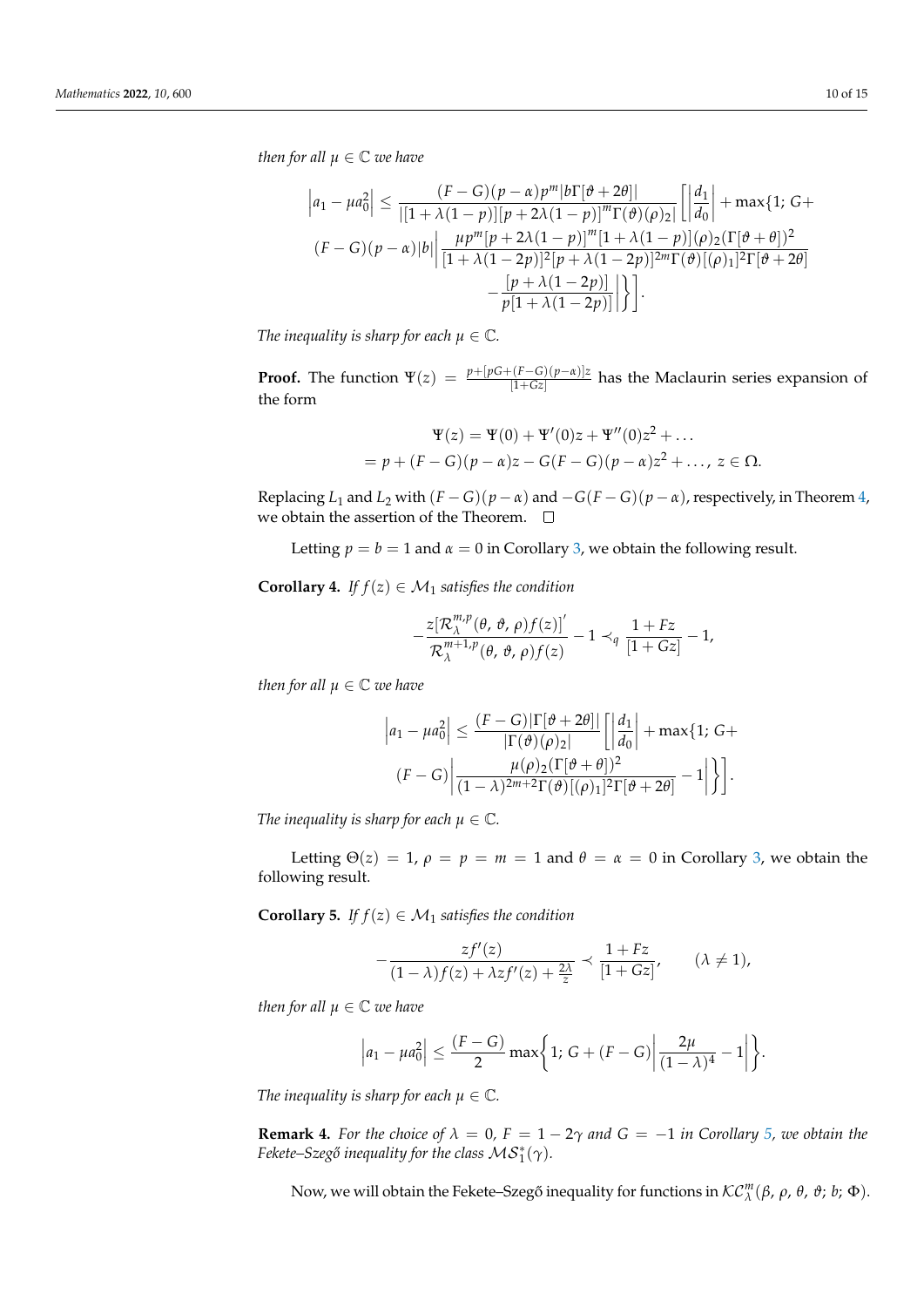*then for all $\mu \in \mathbb{C}$ we have*

$$\left|a_1 - \mu a_0^2\right| \leq \frac{(F-G)(p-\alpha)p^m|b\Gamma[\vartheta+2\theta]|}{|[1+\lambda(1-p)][p+2\lambda(1-p)]^m\Gamma(\vartheta)(\rho)_2|}\left[\left|\frac{d_1}{d_0}\right| + \max\{1;\, G+\right.$$
$$(F-G)(p-\alpha)|b|\left|\frac{\mu p^m[p+2\lambda(1-p)]^m[1+\lambda(1-p)](\rho)_2(\Gamma[\vartheta+\theta])^2}{[1+\lambda(1-2p)]^2[p+\lambda(1-2p)]^{2m}\Gamma(\vartheta)[(\rho)_1]^2\Gamma[\vartheta+2\theta]}\right.$$
$$\left.\left.-\frac{[p+\lambda(1-2p)]}{p[1+\lambda(1-2p)]}\right|\right\}\Bigg].$$

*The inequality is sharp for each $\mu \in \mathbb{C}$.*

**Proof.** The function $\Psi(z) = \frac{p+[pG+(F-G)(p-\alpha)]z}{[1+Gz]}$ has the Maclaurin series expansion of the form

$$\Psi(z) = \Psi(0) + \Psi'(0)z + \Psi''(0)z^2 + \ldots$$
$$= p + (F-G)(p-\alpha)z - G(F-G)(p-\alpha)z^2 + \ldots,\ z \in \Omega.$$

Replacing $L_1$ and $L_2$ with $(F-G)(p-\alpha)$ and $-G(F-G)(p-\alpha)$, respectively, in Theorem 4, we obtain the assertion of the Theorem. □

Letting $p = b = 1$ and $\alpha = 0$ in Corollary 3, we obtain the following result.

**Corollary 4.** *If $f(z) \in \mathcal{M}_1$ satisfies the condition*

$$-\frac{z[\mathcal{R}_\lambda^{m,p}(\theta,\, \vartheta,\, \rho)f(z)]'}{\mathcal{R}_\lambda^{m+1,p}(\theta,\, \vartheta,\, \rho)f(z)} - 1 \prec_q \frac{1+Fz}{[1+Gz]} - 1,$$

*then for all $\mu \in \mathbb{C}$ we have*

$$\left|a_1 - \mu a_0^2\right| \leq \frac{(F-G)|\Gamma[\vartheta+2\theta]|}{|\Gamma(\vartheta)(\rho)_2|}\left[\left|\frac{d_1}{d_0}\right| + \max\{1;\, G+\right.$$
$$\left.(F-G)\left|\frac{\mu(\rho)_2(\Gamma[\vartheta+\theta])^2}{(1-\lambda)^{2m+2}\Gamma(\vartheta)[(\rho)_1]^2\Gamma[\vartheta+2\theta]} - 1\right|\right\}\Bigg].$$

*The inequality is sharp for each $\mu \in \mathbb{C}$.*

Letting $\Theta(z) = 1$, $\rho = p = m = 1$ and $\theta = \alpha = 0$ in Corollary 3, we obtain the following result.

**Corollary 5.** *If $f(z) \in \mathcal{M}_1$ satisfies the condition*

$$-\frac{zf'(z)}{(1-\lambda)f(z) + \lambda zf'(z) + \frac{2\lambda}{z}} \prec \frac{1+Fz}{[1+Gz]}, \qquad (\lambda \neq 1),$$

*then for all $\mu \in \mathbb{C}$ we have*

$$\left|a_1 - \mu a_0^2\right| \leq \frac{(F-G)}{2}\max\left\{1;\, G + (F-G)\left|\frac{2\mu}{(1-\lambda)^4} - 1\right|\right\}.$$

*The inequality is sharp for each $\mu \in \mathbb{C}$.*

**Remark 4.** *For the choice of $\lambda = 0$, $F = 1-2\gamma$ and $G = -1$ in Corollary 5, we obtain the Fekete–Szegő inequality for the class $\mathcal{MS}_1^*(\gamma)$.*

Now, we will obtain the Fekete–Szegő inequality for functions in $\mathcal{KC}_\lambda^m(\beta,\, \rho,\, \theta,\, \vartheta;\, b;\, \Phi)$.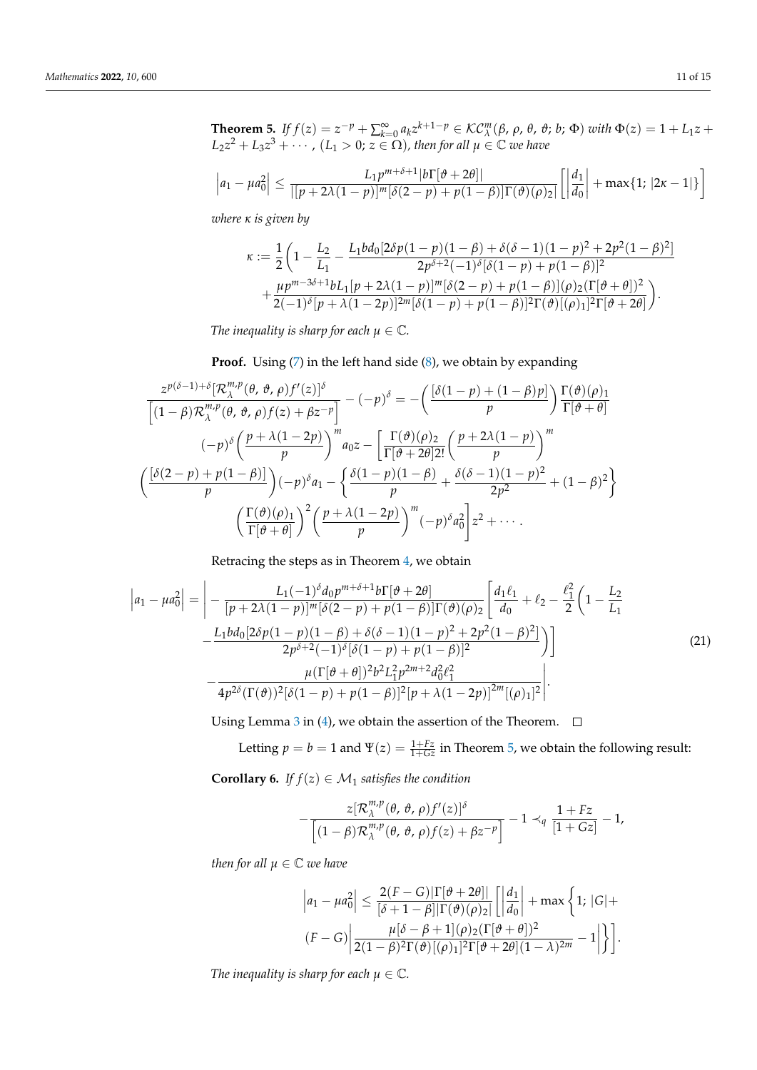**Theorem 5.** *If* $f(z) = z^{-p} + \sum_{k=0}^{\infty} a_k z^{k+1-p} \in \mathcal{KC}_{\lambda}^{m}(\beta,\, \rho,\, \theta,\, \vartheta;\, b;\, \Phi)$ *with* $\Phi(z) = 1 + L_1 z + L_2 z^2 + L_3 z^3 + \cdots$, $(L_1 > 0;\, z \in \Omega)$, *then for all* $\mu \in \mathbb{C}$ *we have*

$$\left|a_1 - \mu a_0^2\right| \leq \frac{L_1 p^{m+\delta+1}|b\Gamma[\vartheta + 2\theta]|}{|[p + 2\lambda(1-p)]^m[\delta(2-p) + p(1-\beta)]\Gamma(\vartheta)(\rho)_2|}\left[\left|\frac{d_1}{d_0}\right| + \max\{1;\, |2\kappa - 1|\}\right]$$

*where* $\kappa$ *is given by*

$$\kappa := \frac{1}{2}\Bigg(1 - \frac{L_2}{L_1} - \frac{L_1 b d_0[2\delta p(1-p)(1-\beta) + \delta(\delta-1)(1-p)^2 + 2p^2(1-\beta)^2]}{2p^{\delta+2}(-1)^{\delta}[\delta(1-p) + p(1-\beta)]^2} + \frac{\mu p^{m-3\delta+1} b L_1[p + 2\lambda(1-p)]^m[\delta(2-p) + p(1-\beta)](\rho)_2(\Gamma[\vartheta+\theta])^2}{2(-1)^{\delta}[p + \lambda(1-2p)]^{2m}[\delta(1-p) + p(1-\beta)]^2\Gamma(\vartheta)[(\rho)_1]^2\Gamma[\vartheta + 2\theta]}\Bigg).$$

*The inequality is sharp for each* $\mu \in \mathbb{C}$.

**Proof.** Using (7) in the left hand side (8), we obtain by expanding

$$\begin{aligned}
&\frac{z^{p(\delta-1)+\delta}[\mathcal{R}_{\lambda}^{m,p}(\theta,\, \vartheta,\, \rho)f'(z)]^{\delta}}{\left[(1-\beta)\mathcal{R}_{\lambda}^{m,p}(\theta,\, \vartheta,\, \rho)f(z) + \beta z^{-p}\right]} - (-p)^{\delta} = -\left(\frac{[\delta(1-p) + (1-\beta)p]}{p}\right)\frac{\Gamma(\vartheta)(\rho)_1}{\Gamma[\vartheta+\theta]} \\
&(-p)^{\delta}\left(\frac{p + \lambda(1-2p)}{p}\right)^m a_0 z - \Bigg[\frac{\Gamma(\vartheta)(\rho)_2}{\Gamma[\vartheta+2\theta]2!}\left(\frac{p + 2\lambda(1-p)}{p}\right)^m \\
&\left(\frac{[\delta(2-p) + p(1-\beta)]}{p}\right)(-p)^{\delta}a_1 - \left\{\frac{\delta(1-p)(1-\beta)}{p} + \frac{\delta(\delta-1)(1-p)^2}{2p^2} + (1-\beta)^2\right\} \\
&\left(\frac{\Gamma(\vartheta)(\rho)_1}{\Gamma[\vartheta+\theta]}\right)^2\left(\frac{p + \lambda(1-2p)}{p}\right)^m(-p)^{\delta}a_0^2\Bigg]z^2 + \cdots.
\end{aligned}$$

Retracing the steps as in Theorem 4, we obtain

$$\begin{aligned}
\left|a_1 - \mu a_0^2\right| = \Bigg| &- \frac{L_1(-1)^{\delta}d_0 p^{m+\delta+1}b\Gamma[\vartheta+2\theta]}{[p + 2\lambda(1-p)]^m[\delta(2-p) + p(1-\beta)]\Gamma(\vartheta)(\rho)_2}\Bigg[\frac{d_1\ell_1}{d_0} + \ell_2 - \frac{\ell_1^2}{2}\Bigg(1 - \frac{L_2}{L_1} \\
&- \frac{L_1 b d_0[2\delta p(1-p)(1-\beta) + \delta(\delta-1)(1-p)^2 + 2p^2(1-\beta)^2]}{2p^{\delta+2}(-1)^{\delta}[\delta(1-p) + p(1-\beta)]^2}\Bigg)\Bigg] \\
&- \frac{\mu(\Gamma[\vartheta+\theta])^2 b^2 L_1^2 p^{2m+2} d_0^2 \ell_1^2}{4p^{2\delta}(\Gamma(\vartheta))^2[\delta(1-p) + p(1-\beta)]^2[p + \lambda(1-2p)]^{2m}[(\rho)_1]^2}\Bigg|.
\end{aligned} \tag{21}$$

Using Lemma 3 in (4), we obtain the assertion of the Theorem. □

Letting $p = b = 1$ and $\Psi(z) = \frac{1+Fz}{1+Gz}$ in Theorem 5, we obtain the following result:

**Corollary 6.** *If* $f(z) \in \mathcal{M}_1$ *satisfies the condition*

$$-\frac{z[\mathcal{R}_{\lambda}^{m,p}(\theta,\, \vartheta,\, \rho)f'(z)]^{\delta}}{\left[(1-\beta)\mathcal{R}_{\lambda}^{m,p}(\theta,\, \vartheta,\, \rho)f(z) + \beta z^{-p}\right]} - 1 \prec_q \frac{1+Fz}{[1+Gz]} - 1,$$

*then for all* $\mu \in \mathbb{C}$ *we have*

$$\left|a_1 - \mu a_0^2\right| \leq \frac{2(F-G)|\Gamma[\vartheta+2\theta]|}{[\delta + 1 - \beta]|\Gamma(\vartheta)(\rho)_2|}\Bigg[\left|\frac{d_1}{d_0}\right| + \max\Bigg\{1;\, |G| + (F-G)\left|\frac{\mu[\delta - \beta + 1](\rho)_2(\Gamma[\vartheta+\theta])^2}{2(1-\beta)^2\Gamma(\vartheta)[(\rho)_1]^2\Gamma[\vartheta+2\theta](1-\lambda)^{2m}} - 1\right|\Bigg\}\Bigg].$$

*The inequality is sharp for each* $\mu \in \mathbb{C}$.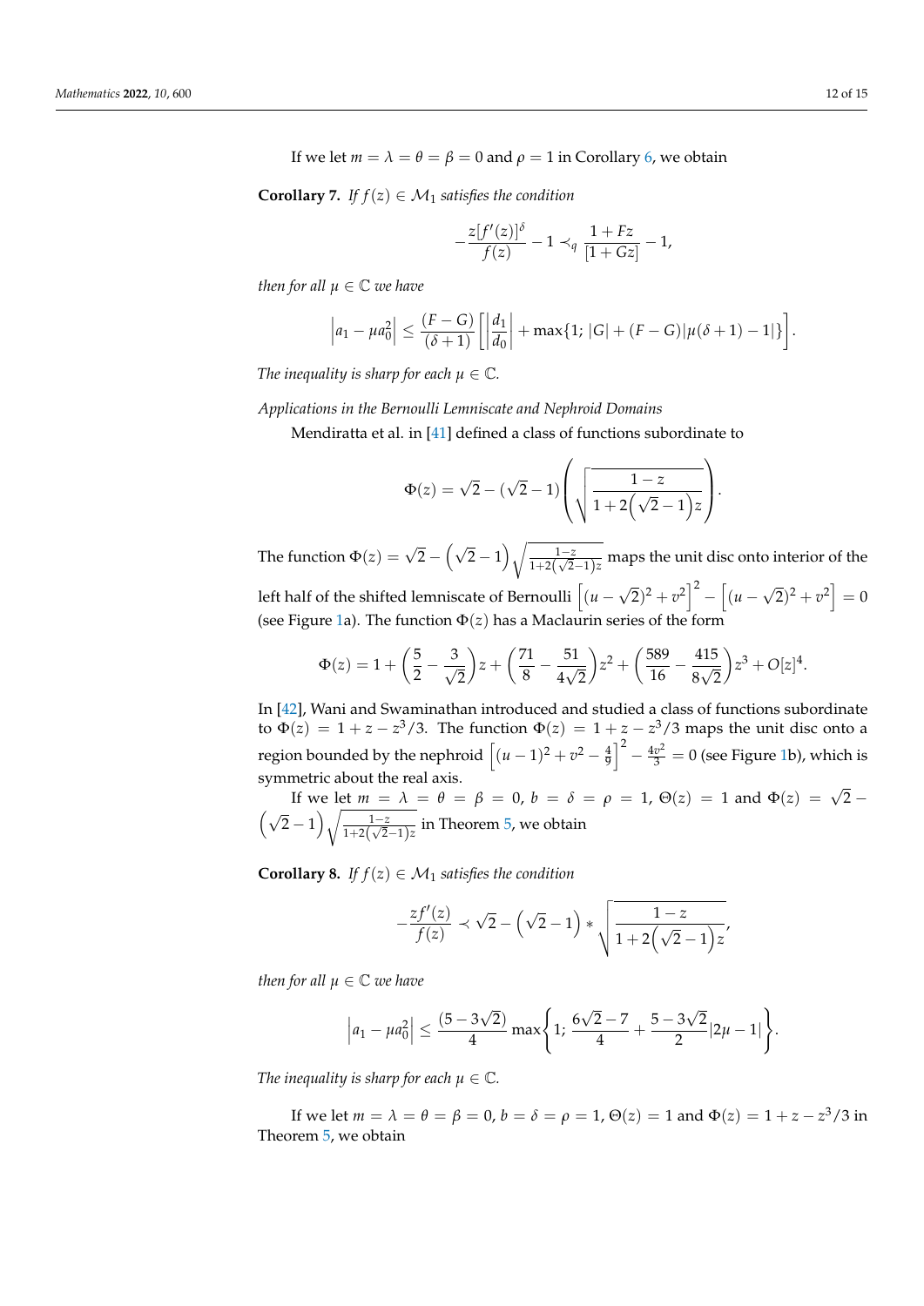If we let $m = \lambda = \theta = \beta = 0$ and $\rho = 1$ in Corollary 6, we obtain

**Corollary 7.** *If $f(z) \in \mathcal{M}_1$ satisfies the condition*

$$-\frac{z[f'(z)]^\delta}{f(z)} - 1 \prec_q \frac{1 + Fz}{[1 + Gz]} - 1,$$

*then for all $\mu \in \mathbb{C}$ we have*

$$\left|a_1 - \mu a_0^2\right| \leq \frac{(F - G)}{(\delta + 1)}\left[\left|\frac{d_1}{d_0}\right| + \max\{1; |G| + (F - G)|\mu(\delta + 1) - 1|\}\right].$$

*The inequality is sharp for each $\mu \in \mathbb{C}$.*

*Applications in the Bernoulli Lemniscate and Nephroid Domains*

Mendiratta et al. in [41] defined a class of functions subordinate to

$$\Phi(z) = \sqrt{2} - (\sqrt{2} - 1)\left(\sqrt{\frac{1 - z}{1 + 2\left(\sqrt{2} - 1\right)z}}\right).$$

The function $\Phi(z) = \sqrt{2} - \left(\sqrt{2} - 1\right)\sqrt{\frac{1-z}{1+2\left(\sqrt{2}-1\right)z}}$ maps the unit disc onto interior of the left half of the shifted lemniscate of Bernoulli $\left[(u - \sqrt{2})^2 + v^2\right]^2 - \left[(u - \sqrt{2})^2 + v^2\right] = 0$ (see Figure 1a). The function $\Phi(z)$ has a Maclaurin series of the form

$$\Phi(z) = 1 + \left(\frac{5}{2} - \frac{3}{\sqrt{2}}\right)z + \left(\frac{71}{8} - \frac{51}{4\sqrt{2}}\right)z^2 + \left(\frac{589}{16} - \frac{415}{8\sqrt{2}}\right)z^3 + O[z]^4.$$

In [42], Wani and Swaminathan introduced and studied a class of functions subordinate to $\Phi(z) = 1 + z - z^3/3$. The function $\Phi(z) = 1 + z - z^3/3$ maps the unit disc onto a region bounded by the nephroid $\left[(u - 1)^2 + v^2 - \frac{4}{9}\right]^2 - \frac{4v^2}{3} = 0$ (see Figure 1b), which is symmetric about the real axis.

If we let $m = \lambda = \theta = \beta = 0$, $b = \delta = \rho = 1$, $\Theta(z) = 1$ and $\Phi(z) = \sqrt{2} - \left(\sqrt{2} - 1\right)\sqrt{\frac{1-z}{1+2\left(\sqrt{2}-1\right)z}}$ in Theorem 5, we obtain

**Corollary 8.** *If $f(z) \in \mathcal{M}_1$ satisfies the condition*

$$-\frac{zf'(z)}{f(z)} \prec \sqrt{2} - \left(\sqrt{2} - 1\right) * \sqrt{\frac{1 - z}{1 + 2\left(\sqrt{2} - 1\right)z}},$$

*then for all $\mu \in \mathbb{C}$ we have*

$$\left|a_1 - \mu a_0^2\right| \leq \frac{(5 - 3\sqrt{2})}{4}\max\left\{1;\ \frac{6\sqrt{2} - 7}{4} + \frac{5 - 3\sqrt{2}}{2}|2\mu - 1|\right\}.$$

*The inequality is sharp for each $\mu \in \mathbb{C}$.*

If we let $m = \lambda = \theta = \beta = 0$, $b = \delta = \rho = 1$, $\Theta(z) = 1$ and $\Phi(z) = 1 + z - z^3/3$ in Theorem 5, we obtain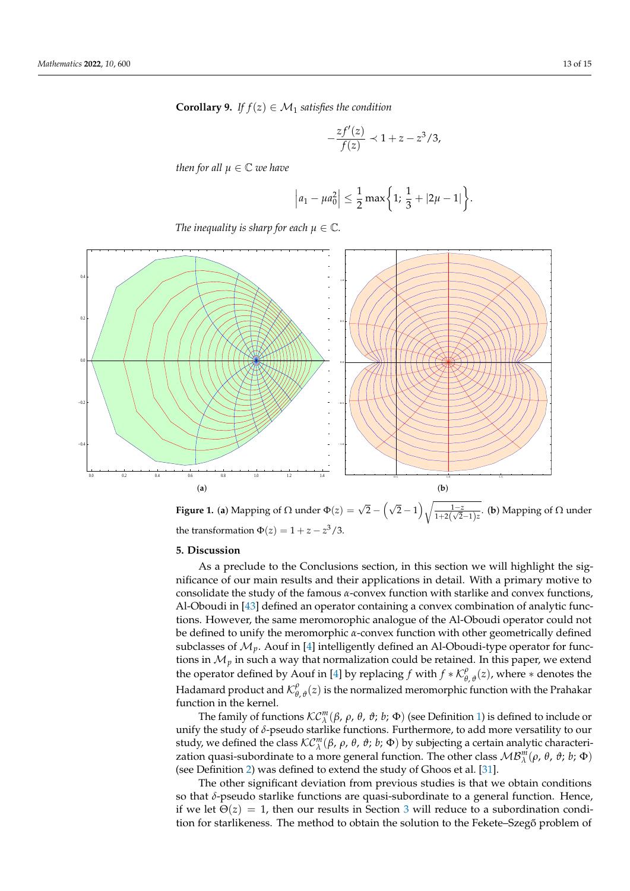**Corollary 9.** *If $f(z) \in \mathcal{M}_1$ satisfies the condition*

$$-\frac{zf'(z)}{f(z)} \prec 1 + z - z^3/3,$$

*then for all $\mu \in \mathbb{C}$ we have*

$$\left|a_1 - \mu a_0^2\right| \le \frac{1}{2}\max\left\{1;\ \frac{1}{3} + |2\mu - 1|\right\}.$$

*The inequality is sharp for each $\mu \in \mathbb{C}$.*

(**a**) (**b**)

**Figure 1.** (**a**) Mapping of $\Omega$ under $\Phi(z) = \sqrt{2} - \left(\sqrt{2} - 1\right)\sqrt{\frac{1-z}{1+2(\sqrt{2}-1)z}}$. (**b**) Mapping of $\Omega$ under the transformation $\Phi(z) = 1 + z - z^3/3$.

## 5. Discussion

As a preclude to the Conclusions section, in this section we will highlight the significance of our main results and their applications in detail. With a primary motive to consolidate the study of the famous $\alpha$-convex function with starlike and convex functions, Al-Oboudi in [43] defined an operator containing a convex combination of analytic functions. However, the same meromorphic analogue of the Al-Oboudi operator could not be defined to unify the meromorphic $\alpha$-convex function with other geometrically defined subclasses of $\mathcal{M}_p$. Aouf in [4] intelligently defined an Al-Oboudi-type operator for functions in $\mathcal{M}_p$ in such a way that normalization could be retained. In this paper, we extend the operator defined by Aouf in [4] by replacing $f$ with $f * \mathcal{K}^{\rho}_{\theta,\vartheta}(z)$, where $*$ denotes the Hadamard product and $\mathcal{K}^{\rho}_{\theta,\vartheta}(z)$ is the normalized meromorphic function with the Prahakar function in the kernel.

The family of functions $\mathcal{KC}^{m}_{\lambda}(\beta, \rho, \theta, \vartheta; b; \Phi)$ (see Definition 1) is defined to include or unify the study of $\delta$-pseudo starlike functions. Furthermore, to add more versatility to our study, we defined the class $\mathcal{KC}^{m}_{\lambda}(\beta, \rho, \theta, \vartheta; b; \Phi)$ by subjecting a certain analytic characterization quasi-subordinate to a more general function. The other class $\mathcal{MB}^{m}_{\lambda}(\rho, \theta, \vartheta; b; \Phi)$ (see Definition 2) was defined to extend the study of Ghoos et al. [31].

The other significant deviation from previous studies is that we obtain conditions so that $\delta$-pseudo starlike functions are quasi-subordinate to a general function. Hence, if we let $\Theta(z) = 1$, then our results in Section 3 will reduce to a subordination condition for starlikeness. The method to obtain the solution to the Fekete–Szegő problem of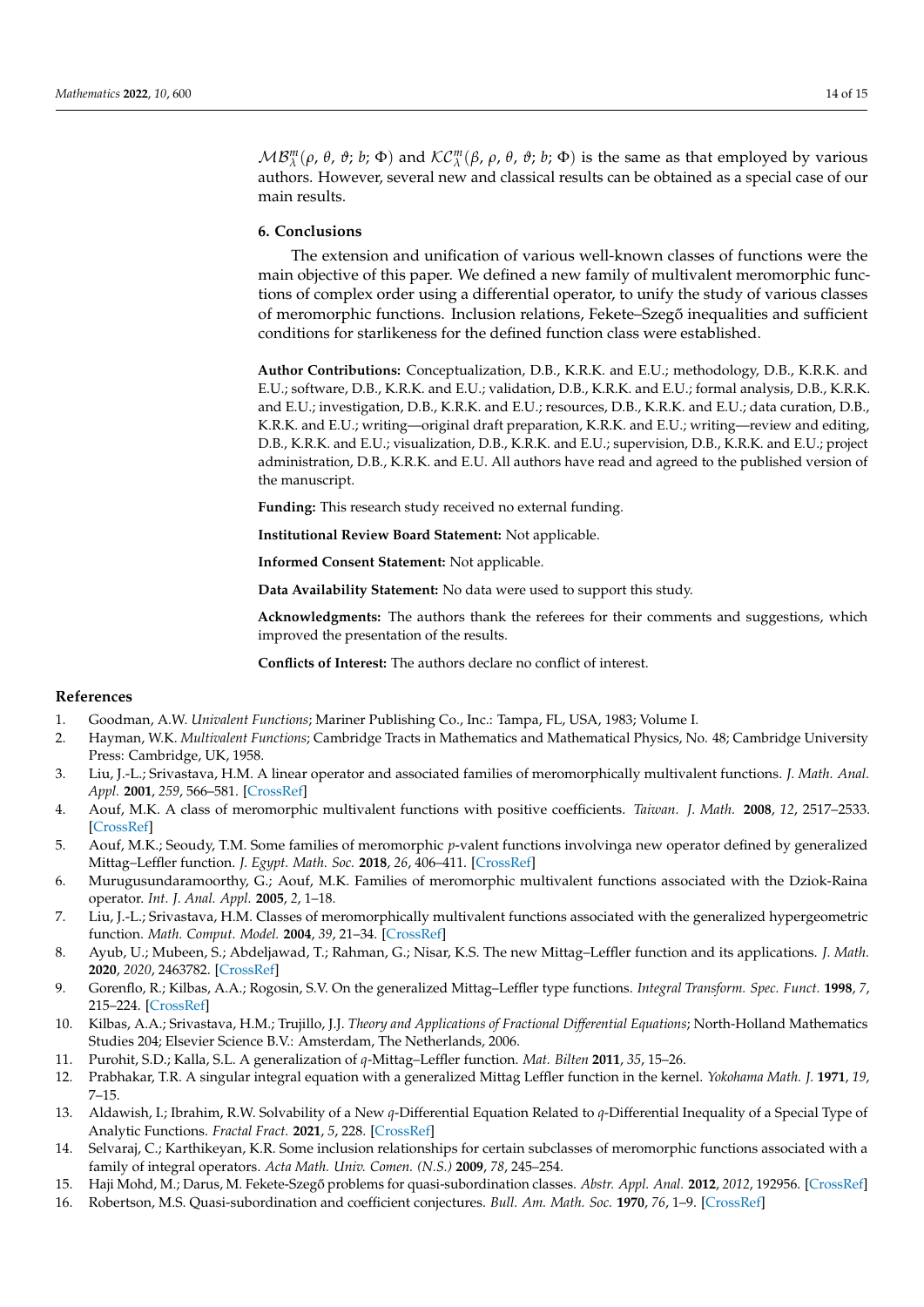$\mathcal{MB}_{\lambda}^{m}(\rho, \theta, \vartheta; b; \Phi)$ and $\mathcal{KC}_{\lambda}^{m}(\beta, \rho, \theta, \vartheta; b; \Phi)$ is the same as that employed by various authors. However, several new and classical results can be obtained as a special case of our main results.

## 6. Conclusions

The extension and unification of various well-known classes of functions were the main objective of this paper. We defined a new family of multivalent meromorphic functions of complex order using a differential operator, to unify the study of various classes of meromorphic functions. Inclusion relations, Fekete–Szegő inequalities and sufficient conditions for starlikeness for the defined function class were established.

**Author Contributions:** Conceptualization, D.B., K.R.K. and E.U.; methodology, D.B., K.R.K. and E.U.; software, D.B., K.R.K. and E.U.; validation, D.B., K.R.K. and E.U.; formal analysis, D.B., K.R.K. and E.U.; investigation, D.B., K.R.K. and E.U.; resources, D.B., K.R.K. and E.U.; data curation, D.B., K.R.K. and E.U.; writing—original draft preparation, K.R.K. and E.U.; writing—review and editing, D.B., K.R.K. and E.U.; visualization, D.B., K.R.K. and E.U.; supervision, D.B., K.R.K. and E.U.; project administration, D.B., K.R.K. and E.U. All authors have read and agreed to the published version of the manuscript.

**Funding:** This research study received no external funding.

**Institutional Review Board Statement:** Not applicable.

**Informed Consent Statement:** Not applicable.

**Data Availability Statement:** No data were used to support this study.

**Acknowledgments:** The authors thank the referees for their comments and suggestions, which improved the presentation of the results.

**Conflicts of Interest:** The authors declare no conflict of interest.

## References

1. Goodman, A.W. *Univalent Functions*; Mariner Publishing Co., Inc.: Tampa, FL, USA, 1983; Volume I.
2. Hayman, W.K. *Multivalent Functions*; Cambridge Tracts in Mathematics and Mathematical Physics, No. 48; Cambridge University Press: Cambridge, UK, 1958.
3. Liu, J.-L.; Srivastava, H.M. A linear operator and associated families of meromorphically multivalent functions. *J. Math. Anal. Appl.* **2001**, *259*, 566–581. [CrossRef]
4. Aouf, M.K. A class of meromorphic multivalent functions with positive coefficients. *Taiwan. J. Math.* **2008**, *12*, 2517–2533. [CrossRef]
5. Aouf, M.K.; Seoudy, T.M. Some families of meromorphic *p*-valent functions involvinga new operator defined by generalized Mittag–Leffler function. *J. Egypt. Math. Soc.* **2018**, *26*, 406–411. [CrossRef]
6. Murugusundaramoorthy, G.; Aouf, M.K. Families of meromorphic multivalent functions associated with the Dziok-Raina operator. *Int. J. Anal. Appl.* **2005**, *2*, 1–18.
7. Liu, J.-L.; Srivastava, H.M. Classes of meromorphically multivalent functions associated with the generalized hypergeometric function. *Math. Comput. Model.* **2004**, *39*, 21–34. [CrossRef]
8. Ayub, U.; Mubeen, S.; Abdeljawad, T.; Rahman, G.; Nisar, K.S. The new Mittag–Leffler function and its applications. *J. Math.* **2020**, *2020*, 2463782. [CrossRef]
9. Gorenflo, R.; Kilbas, A.A.; Rogosin, S.V. On the generalized Mittag–Leffler type functions. *Integral Transform. Spec. Funct.* **1998**, *7*, 215–224. [CrossRef]
10. Kilbas, A.A.; Srivastava, H.M.; Trujillo, J.J. *Theory and Applications of Fractional Differential Equations*; North-Holland Mathematics Studies 204; Elsevier Science B.V.: Amsterdam, The Netherlands, 2006.
11. Purohit, S.D.; Kalla, S.L. A generalization of *q*-Mittag–Leffler function. *Mat. Bilten* **2011**, *35*, 15–26.
12. Prabhakar, T.R. A singular integral equation with a generalized Mittag Leffler function in the kernel. *Yokohama Math. J.* **1971**, *19*, 7–15.
13. Aldawish, I.; Ibrahim, R.W. Solvability of a New *q*-Differential Equation Related to *q*-Differential Inequality of a Special Type of Analytic Functions. *Fractal Fract.* **2021**, *5*, 228. [CrossRef]
14. Selvaraj, C.; Karthikeyan, K.R. Some inclusion relationships for certain subclasses of meromorphic functions associated with a family of integral operators. *Acta Math. Univ. Comen. (N.S.)* **2009**, *78*, 245–254.
15. Haji Mohd, M.; Darus, M. Fekete-Szegő problems for quasi-subordination classes. *Abstr. Appl. Anal.* **2012**, *2012*, 192956. [CrossRef]
16. Robertson, M.S. Quasi-subordination and coefficient conjectures. *Bull. Am. Math. Soc.* **1970**, *76*, 1–9. [CrossRef]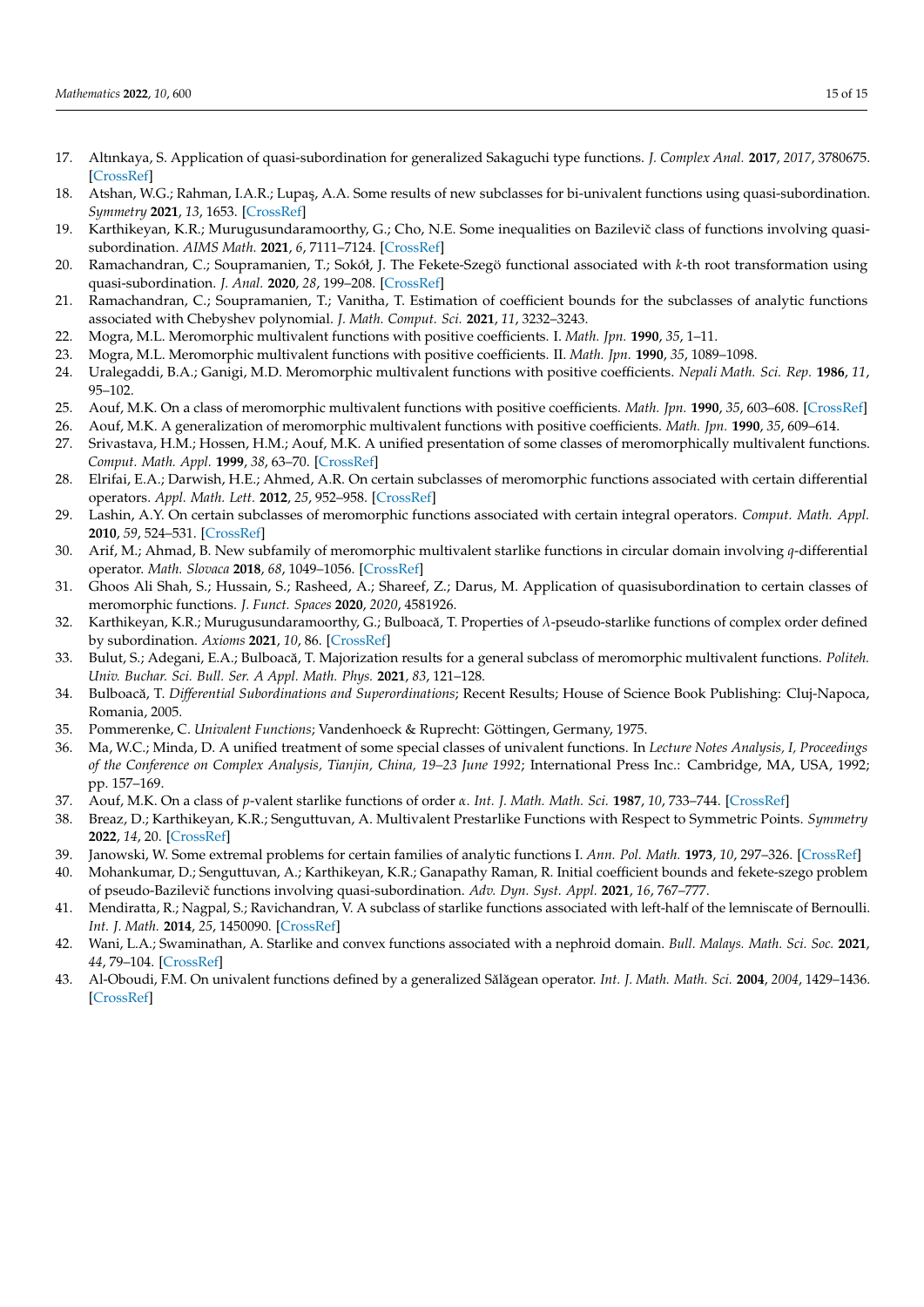17. Altınkaya, S. Application of quasi-subordination for generalized Sakaguchi type functions. *J. Complex Anal.* **2017**, *2017*, 3780675. [CrossRef]
18. Atshan, W.G.; Rahman, I.A.R.; Lupaş, A.A. Some results of new subclasses for bi-univalent functions using quasi-subordination. *Symmetry* **2021**, *13*, 1653. [CrossRef]
19. Karthikeyan, K.R.; Murugusundaramoorthy, G.; Cho, N.E. Some inequalities on Bazilevič class of functions involving quasi-subordination. *AIMS Math.* **2021**, *6*, 7111–7124. [CrossRef]
20. Ramachandran, C.; Soupramanien, T.; Sokół, J. The Fekete-Szegö functional associated with $k$-th root transformation using quasi-subordination. *J. Anal.* **2020**, *28*, 199–208. [CrossRef]
21. Ramachandran, C.; Soupramanien, T.; Vanitha, T. Estimation of coefficient bounds for the subclasses of analytic functions associated with Chebyshev polynomial. *J. Math. Comput. Sci.* **2021**, *11*, 3232–3243.
22. Mogra, M.L. Meromorphic multivalent functions with positive coefficients. I. *Math. Jpn.* **1990**, *35*, 1–11.
23. Mogra, M.L. Meromorphic multivalent functions with positive coefficients. II. *Math. Jpn.* **1990**, *35*, 1089–1098.
24. Uralegaddi, B.A.; Ganigi, M.D. Meromorphic multivalent functions with positive coefficients. *Nepali Math. Sci. Rep.* **1986**, *11*, 95–102.
25. Aouf, M.K. On a class of meromorphic multivalent functions with positive coefficients. *Math. Jpn.* **1990**, *35*, 603–608. [CrossRef]
26. Aouf, M.K. A generalization of meromorphic multivalent functions with positive coefficients. *Math. Jpn.* **1990**, *35*, 609–614.
27. Srivastava, H.M.; Hossen, H.M.; Aouf, M.K. A unified presentation of some classes of meromorphically multivalent functions. *Comput. Math. Appl.* **1999**, *38*, 63–70. [CrossRef]
28. Elrifai, E.A.; Darwish, H.E.; Ahmed, A.R. On certain subclasses of meromorphic functions associated with certain differential operators. *Appl. Math. Lett.* **2012**, *25*, 952–958. [CrossRef]
29. Lashin, A.Y. On certain subclasses of meromorphic functions associated with certain integral operators. *Comput. Math. Appl.* **2010**, *59*, 524–531. [CrossRef]
30. Arif, M.; Ahmad, B. New subfamily of meromorphic multivalent starlike functions in circular domain involving $q$-differential operator. *Math. Slovaca* **2018**, *68*, 1049–1056. [CrossRef]
31. Ghoos Ali Shah, S.; Hussain, S.; Rasheed, A.; Shareef, Z.; Darus, M. Application of quasisubordination to certain classes of meromorphic functions. *J. Funct. Spaces* **2020**, *2020*, 4581926.
32. Karthikeyan, K.R.; Murugusundaramoorthy, G.; Bulboacă, T. Properties of $\lambda$-pseudo-starlike functions of complex order defined by subordination. *Axioms* **2021**, *10*, 86. [CrossRef]
33. Bulut, S.; Adegani, E.A.; Bulboacă, T. Majorization results for a general subclass of meromorphic multivalent functions. *Politeh. Univ. Buchar. Sci. Bull. Ser. A Appl. Math. Phys.* **2021**, *83*, 121–128.
34. Bulboacă, T. *Differential Subordinations and Superordinations*; Recent Results; House of Science Book Publishing: Cluj-Napoca, Romania, 2005.
35. Pommerenke, C. *Univalent Functions*; Vandenhoeck & Ruprecht: Göttingen, Germany, 1975.
36. Ma, W.C.; Minda, D. A unified treatment of some special classes of univalent functions. In *Lecture Notes Analysis, I, Proceedings of the Conference on Complex Analysis, Tianjin, China, 19–23 June 1992*; International Press Inc.: Cambridge, MA, USA, 1992; pp. 157–169.
37. Aouf, M.K. On a class of $p$-valent starlike functions of order $\alpha$. *Int. J. Math. Math. Sci.* **1987**, *10*, 733–744. [CrossRef]
38. Breaz, D.; Karthikeyan, K.R.; Senguttuvan, A. Multivalent Prestarlike Functions with Respect to Symmetric Points. *Symmetry* **2022**, *14*, 20. [CrossRef]
39. Janowski, W. Some extremal problems for certain families of analytic functions I. *Ann. Pol. Math.* **1973**, *10*, 297–326. [CrossRef]
40. Mohankumar, D.; Senguttuvan, A.; Karthikeyan, K.R.; Ganapathy Raman, R. Initial coefficient bounds and fekete-szego problem of pseudo-Bazilevič functions involving quasi-subordination. *Adv. Dyn. Syst. Appl.* **2021**, *16*, 767–777.
41. Mendiratta, R.; Nagpal, S.; Ravichandran, V. A subclass of starlike functions associated with left-half of the lemniscate of Bernoulli. *Int. J. Math.* **2014**, *25*, 1450090. [CrossRef]
42. Wani, L.A.; Swaminathan, A. Starlike and convex functions associated with a nephroid domain. *Bull. Malays. Math. Sci. Soc.* **2021**, *44*, 79–104. [CrossRef]
43. Al-Oboudi, F.M. On univalent functions defined by a generalized Sălăgean operator. *Int. J. Math. Math. Sci.* **2004**, *2004*, 1429–1436. [CrossRef]